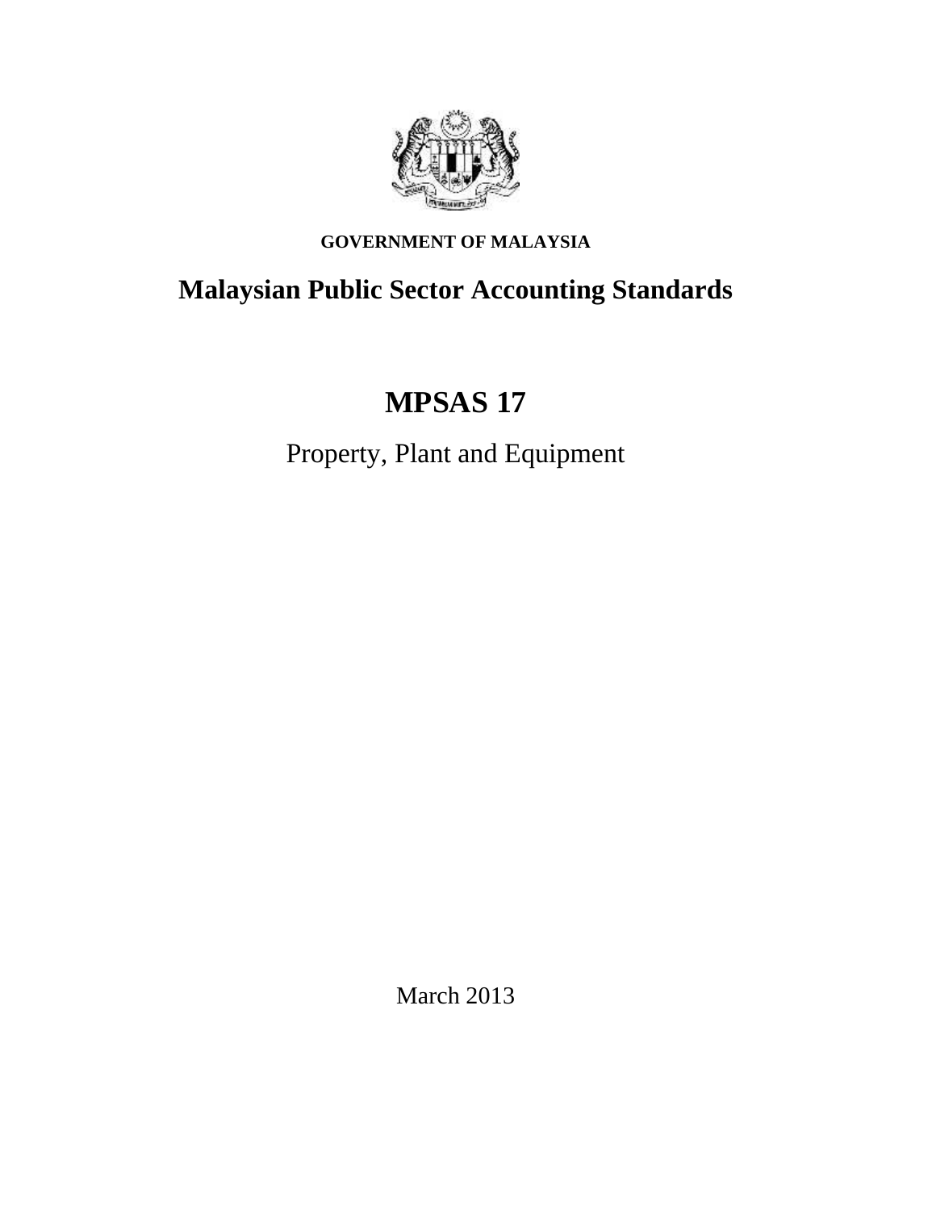**GOVERNMENT OF MALAYSIA**

# Malaysian Public Sector Accounting Standards

# MPSAS 17

## Property, Plant and Equipment

March 2013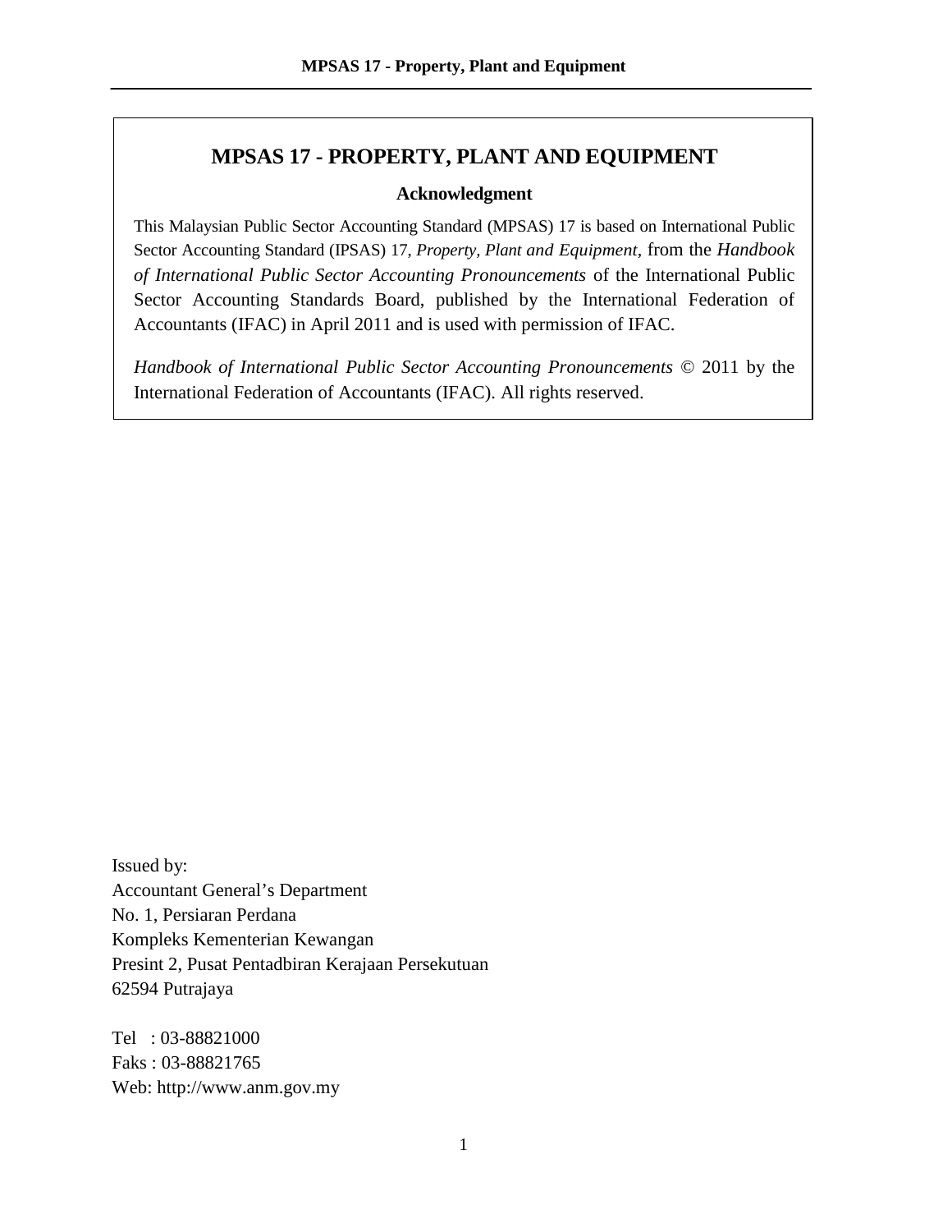# MPSAS 17 - PROPERTY, PLANT AND EQUIPMENT

## Acknowledgment

This Malaysian Public Sector Accounting Standard (MPSAS) 17 is based on International Public Sector Accounting Standard (IPSAS) 17, *Property, Plant and Equipment*, from the *Handbook of International Public Sector Accounting Pronouncements* of the International Public Sector Accounting Standards Board, published by the International Federation of Accountants (IFAC) in April 2011 and is used with permission of IFAC.

*Handbook of International Public Sector Accounting Pronouncements* © 2011 by the International Federation of Accountants (IFAC). All rights reserved.

Issued by:
Accountant General's Department
No. 1, Persiaran Perdana
Kompleks Kementerian Kewangan
Presint 2, Pusat Pentadbiran Kerajaan Persekutuan
62594 Putrajaya

Tel : 03-88821000
Faks : 03-88821765
Web: http://www.anm.gov.my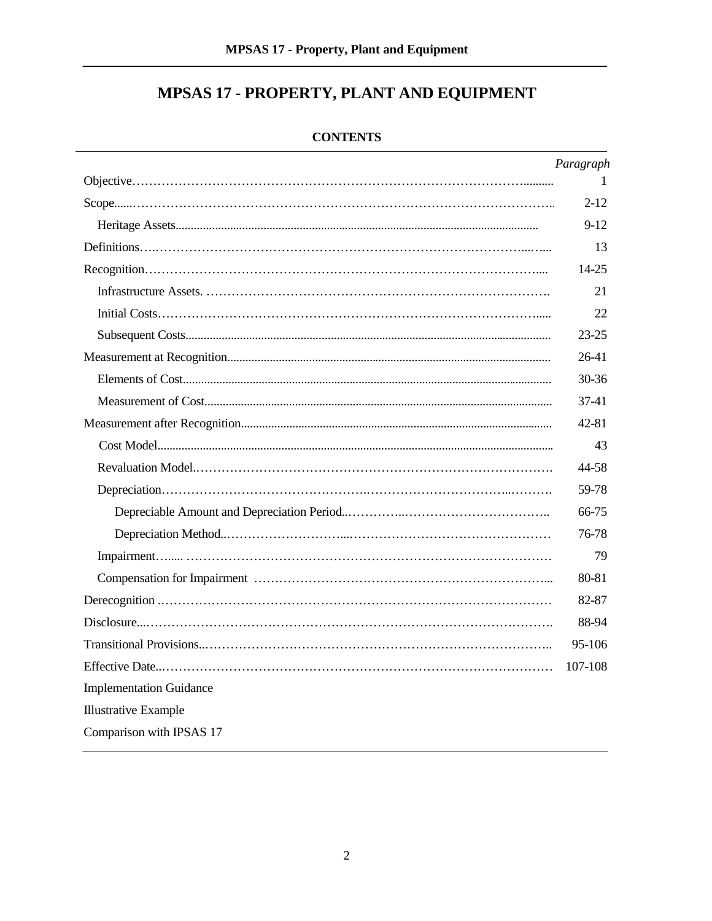# MPSAS 17 - PROPERTY, PLANT AND EQUIPMENT

**CONTENTS**

| | *Paragraph* |
|---|---|
| Objective | 1 |
| Scope | 2-12 |
| Heritage Assets | 9-12 |
| Definitions | 13 |
| Recognition | 14-25 |
| Infrastructure Assets | 21 |
| Initial Costs | 22 |
| Subsequent Costs | 23-25 |
| Measurement at Recognition | 26-41 |
| Elements of Cost | 30-36 |
| Measurement of Cost | 37-41 |
| Measurement after Recognition | 42-81 |
| Cost Model | 43 |
| Revaluation Model | 44-58 |
| Depreciation | 59-78 |
| Depreciable Amount and Depreciation Period | 66-75 |
| Depreciation Method | 76-78 |
| Impairment | 79 |
| Compensation for Impairment | 80-81 |
| Derecognition | 82-87 |
| Disclosure | 88-94 |
| Transitional Provisions | 95-106 |
| Effective Date | 107-108 |
| Implementation Guidance | |
| Illustrative Example | |
| Comparison with IPSAS 17 | |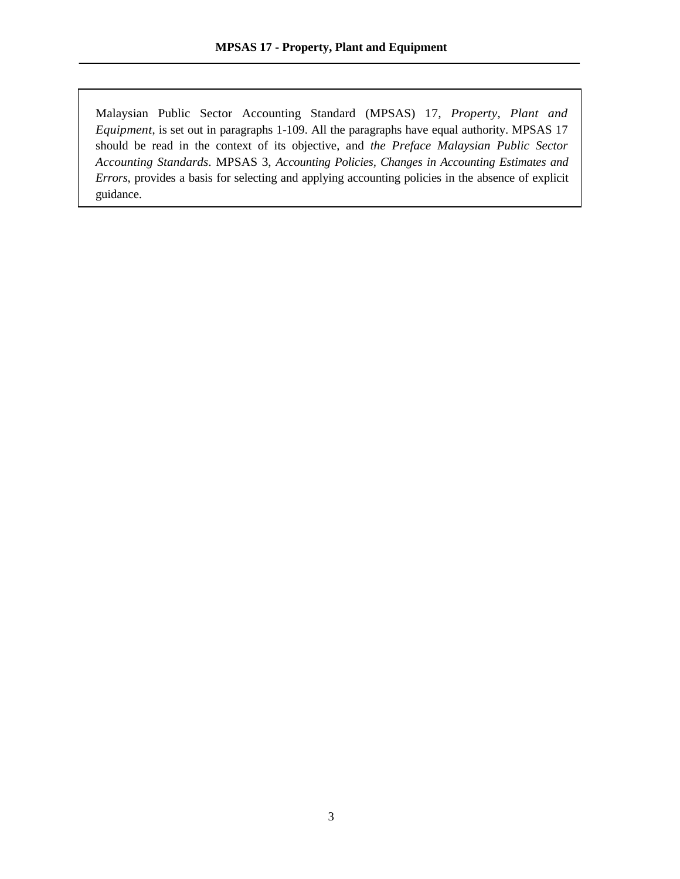Malaysian Public Sector Accounting Standard (MPSAS) 17, *Property, Plant and Equipment*, is set out in paragraphs 1-109. All the paragraphs have equal authority. MPSAS 17 should be read in the context of its objective, and *the Preface Malaysian Public Sector Accounting Standards*. MPSAS 3, *Accounting Policies, Changes in Accounting Estimates and Errors*, provides a basis for selecting and applying accounting policies in the absence of explicit guidance.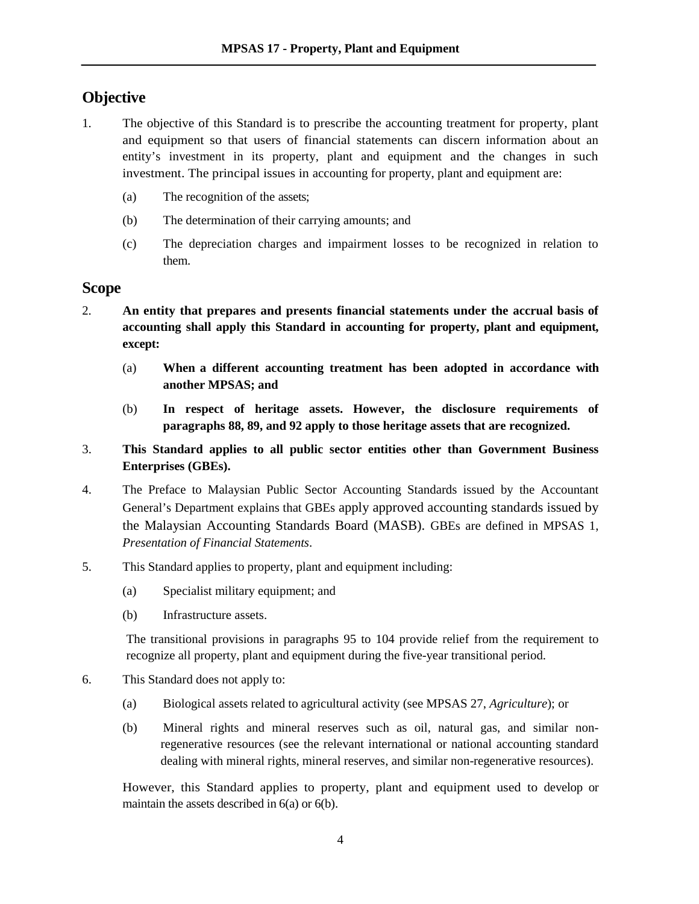## Objective

1. The objective of this Standard is to prescribe the accounting treatment for property, plant and equipment so that users of financial statements can discern information about an entity's investment in its property, plant and equipment and the changes in such investment. The principal issues in accounting for property, plant and equipment are:

   (a) The recognition of the assets;

   (b) The determination of their carrying amounts; and

   (c) The depreciation charges and impairment losses to be recognized in relation to them.

## Scope

2. **An entity that prepares and presents financial statements under the accrual basis of accounting shall apply this Standard in accounting for property, plant and equipment, except:**

   (a) **When a different accounting treatment has been adopted in accordance with another MPSAS; and**

   (b) **In respect of heritage assets. However, the disclosure requirements of paragraphs 88, 89, and 92 apply to those heritage assets that are recognized.**

3. **This Standard applies to all public sector entities other than Government Business Enterprises (GBEs).**

4. The Preface to Malaysian Public Sector Accounting Standards issued by the Accountant General's Department explains that GBEs apply approved accounting standards issued by the Malaysian Accounting Standards Board (MASB). GBEs are defined in MPSAS 1, *Presentation of Financial Statements*.

5. This Standard applies to property, plant and equipment including:

   (a) Specialist military equipment; and

   (b) Infrastructure assets.

   The transitional provisions in paragraphs 95 to 104 provide relief from the requirement to recognize all property, plant and equipment during the five-year transitional period.

6. This Standard does not apply to:

   (a) Biological assets related to agricultural activity (see MPSAS 27, *Agriculture*); or

   (b) Mineral rights and mineral reserves such as oil, natural gas, and similar non-regenerative resources (see the relevant international or national accounting standard dealing with mineral rights, mineral reserves, and similar non-regenerative resources).

   However, this Standard applies to property, plant and equipment used to develop or maintain the assets described in 6(a) or 6(b).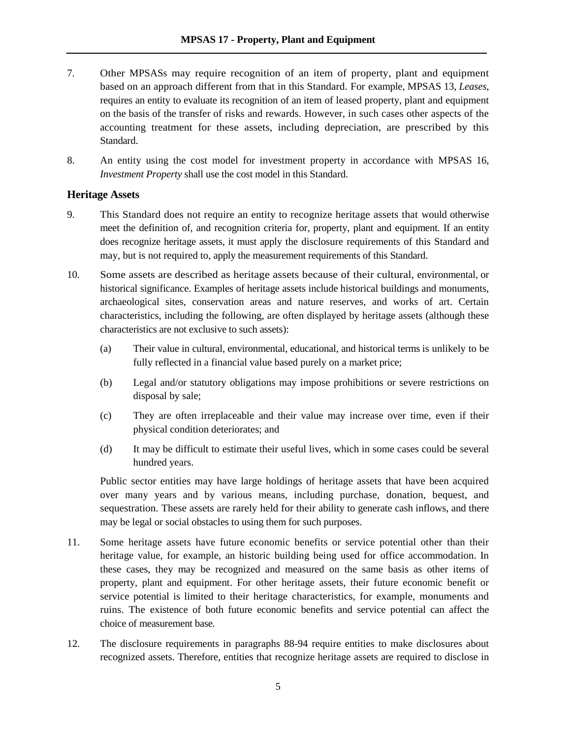7. Other MPSASs may require recognition of an item of property, plant and equipment based on an approach different from that in this Standard. For example, MPSAS 13, *Leases*, requires an entity to evaluate its recognition of an item of leased property, plant and equipment on the basis of the transfer of risks and rewards. However, in such cases other aspects of the accounting treatment for these assets, including depreciation, are prescribed by this Standard.

8. An entity using the cost model for investment property in accordance with MPSAS 16, *Investment Property* shall use the cost model in this Standard.

### Heritage Assets

9. This Standard does not require an entity to recognize heritage assets that would otherwise meet the definition of, and recognition criteria for, property, plant and equipment. If an entity does recognize heritage assets, it must apply the disclosure requirements of this Standard and may, but is not required to, apply the measurement requirements of this Standard.

10. Some assets are described as heritage assets because of their cultural, environmental, or historical significance. Examples of heritage assets include historical buildings and monuments, archaeological sites, conservation areas and nature reserves, and works of art. Certain characteristics, including the following, are often displayed by heritage assets (although these characteristics are not exclusive to such assets):

    (a) Their value in cultural, environmental, educational, and historical terms is unlikely to be fully reflected in a financial value based purely on a market price;

    (b) Legal and/or statutory obligations may impose prohibitions or severe restrictions on disposal by sale;

    (c) They are often irreplaceable and their value may increase over time, even if their physical condition deteriorates; and

    (d) It may be difficult to estimate their useful lives, which in some cases could be several hundred years.

    Public sector entities may have large holdings of heritage assets that have been acquired over many years and by various means, including purchase, donation, bequest, and sequestration. These assets are rarely held for their ability to generate cash inflows, and there may be legal or social obstacles to using them for such purposes.

11. Some heritage assets have future economic benefits or service potential other than their heritage value, for example, an historic building being used for office accommodation. In these cases, they may be recognized and measured on the same basis as other items of property, plant and equipment. For other heritage assets, their future economic benefit or service potential is limited to their heritage characteristics, for example, monuments and ruins. The existence of both future economic benefits and service potential can affect the choice of measurement base.

12. The disclosure requirements in paragraphs 88-94 require entities to make disclosures about recognized assets. Therefore, entities that recognize heritage assets are required to disclose in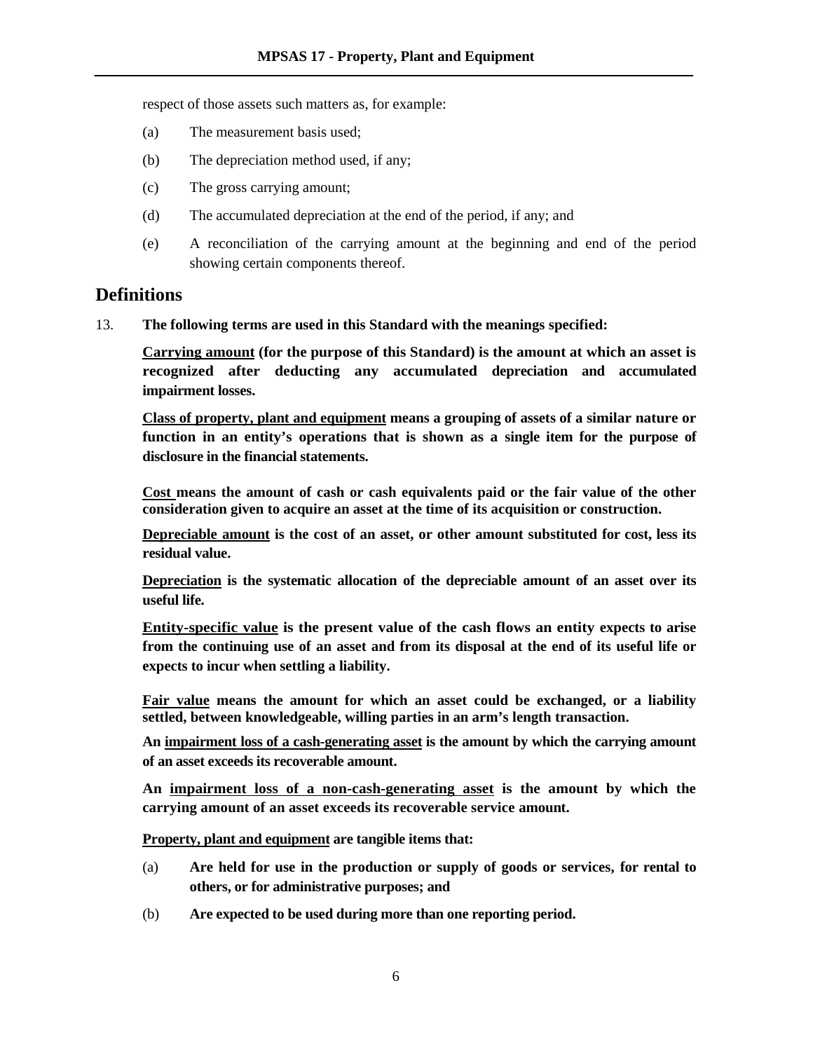respect of those assets such matters as, for example:

(a) The measurement basis used;

(b) The depreciation method used, if any;

(c) The gross carrying amount;

(d) The accumulated depreciation at the end of the period, if any; and

(e) A reconciliation of the carrying amount at the beginning and end of the period showing certain components thereof.

## Definitions

13. **The following terms are used in this Standard with the meanings specified:**

**Carrying amount (for the purpose of this Standard) is the amount at which an asset is recognized after deducting any accumulated depreciation and accumulated impairment losses.**

**Class of property, plant and equipment means a grouping of assets of a similar nature or function in an entity's operations that is shown as a single item for the purpose of disclosure in the financial statements.**

**Cost means the amount of cash or cash equivalents paid or the fair value of the other consideration given to acquire an asset at the time of its acquisition or construction.**

**Depreciable amount is the cost of an asset, or other amount substituted for cost, less its residual value.**

**Depreciation is the systematic allocation of the depreciable amount of an asset over its useful life.**

**Entity-specific value is the present value of the cash flows an entity expects to arise from the continuing use of an asset and from its disposal at the end of its useful life or expects to incur when settling a liability.**

**Fair value means the amount for which an asset could be exchanged, or a liability settled, between knowledgeable, willing parties in an arm's length transaction.**

**An impairment loss of a cash-generating asset is the amount by which the carrying amount of an asset exceeds its recoverable amount.**

**An impairment loss of a non-cash-generating asset is the amount by which the carrying amount of an asset exceeds its recoverable service amount.**

**Property, plant and equipment are tangible items that:**

(a) **Are held for use in the production or supply of goods or services, for rental to others, or for administrative purposes; and**

(b) **Are expected to be used during more than one reporting period.**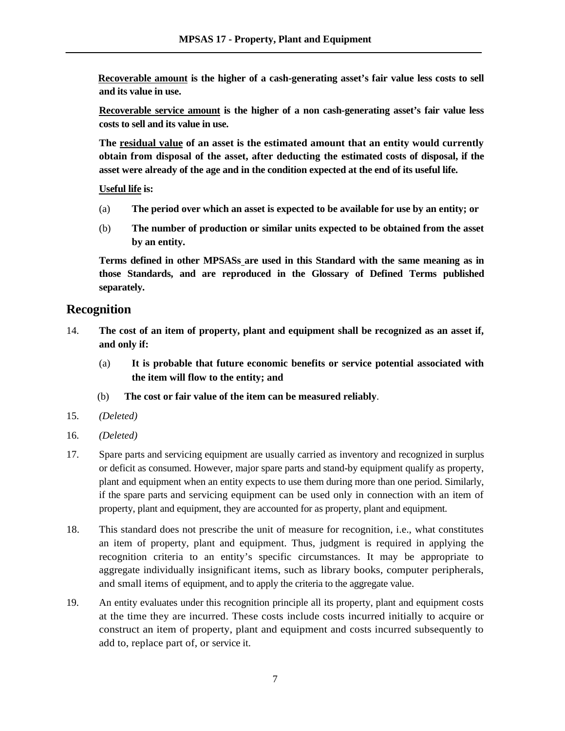**<u>Recoverable amount</u> is the higher of a cash-generating asset's fair value less costs to sell and its value in use.**

**<u>Recoverable service amount</u> is the higher of a non cash-generating asset's fair value less costs to sell and its value in use.**

**The <u>residual value</u> of an asset is the estimated amount that an entity would currently obtain from disposal of the asset, after deducting the estimated costs of disposal, if the asset were already of the age and in the condition expected at the end of its useful life.**

**<u>Useful life</u> is:**

(a) **The period over which an asset is expected to be available for use by an entity; or**

(b) **The number of production or similar units expected to be obtained from the asset by an entity.**

**Terms defined in other MPSASs are used in this Standard with the same meaning as in those Standards, and are reproduced in the Glossary of Defined Terms published separately.**

## Recognition

14. **The cost of an item of property, plant and equipment shall be recognized as an asset if, and only if:**

    (a) **It is probable that future economic benefits or service potential associated with the item will flow to the entity; and**

    (b) **The cost or fair value of the item can be measured reliably**.

15. *(Deleted)*

16. *(Deleted)*

17. Spare parts and servicing equipment are usually carried as inventory and recognized in surplus or deficit as consumed. However, major spare parts and stand-by equipment qualify as property, plant and equipment when an entity expects to use them during more than one period. Similarly, if the spare parts and servicing equipment can be used only in connection with an item of property, plant and equipment, they are accounted for as property, plant and equipment.

18. This standard does not prescribe the unit of measure for recognition, i.e., what constitutes an item of property, plant and equipment. Thus, judgment is required in applying the recognition criteria to an entity's specific circumstances. It may be appropriate to aggregate individually insignificant items, such as library books, computer peripherals, and small items of equipment, and to apply the criteria to the aggregate value.

19. An entity evaluates under this recognition principle all its property, plant and equipment costs at the time they are incurred. These costs include costs incurred initially to acquire or construct an item of property, plant and equipment and costs incurred subsequently to add to, replace part of, or service it.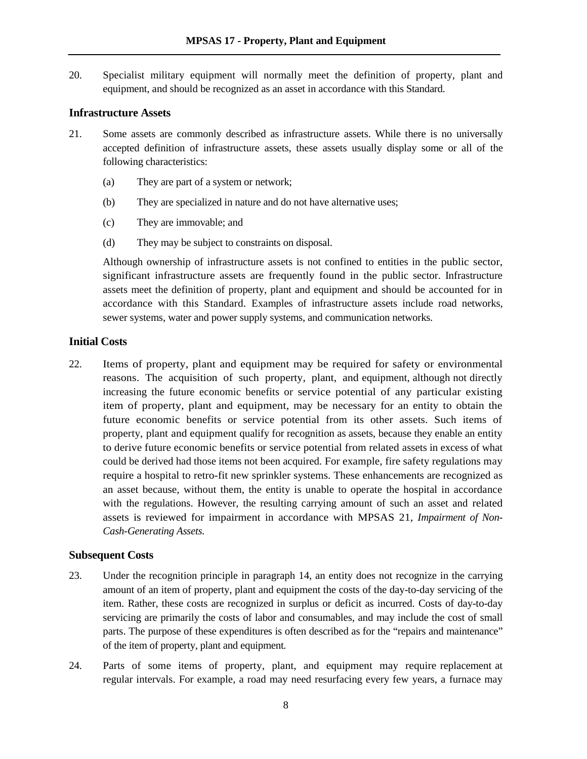20. Specialist military equipment will normally meet the definition of property, plant and equipment, and should be recognized as an asset in accordance with this Standard.

### Infrastructure Assets

21. Some assets are commonly described as infrastructure assets. While there is no universally accepted definition of infrastructure assets, these assets usually display some or all of the following characteristics:

    (a) They are part of a system or network;

    (b) They are specialized in nature and do not have alternative uses;

    (c) They are immovable; and

    (d) They may be subject to constraints on disposal.

    Although ownership of infrastructure assets is not confined to entities in the public sector, significant infrastructure assets are frequently found in the public sector. Infrastructure assets meet the definition of property, plant and equipment and should be accounted for in accordance with this Standard. Examples of infrastructure assets include road networks, sewer systems, water and power supply systems, and communication networks.

### Initial Costs

22. Items of property, plant and equipment may be required for safety or environmental reasons. The acquisition of such property, plant, and equipment, although not directly increasing the future economic benefits or service potential of any particular existing item of property, plant and equipment, may be necessary for an entity to obtain the future economic benefits or service potential from its other assets. Such items of property, plant and equipment qualify for recognition as assets, because they enable an entity to derive future economic benefits or service potential from related assets in excess of what could be derived had those items not been acquired. For example, fire safety regulations may require a hospital to retro-fit new sprinkler systems. These enhancements are recognized as an asset because, without them, the entity is unable to operate the hospital in accordance with the regulations. However, the resulting carrying amount of such an asset and related assets is reviewed for impairment in accordance with MPSAS 21, *Impairment of Non-Cash-Generating Assets.*

### Subsequent Costs

23. Under the recognition principle in paragraph 14, an entity does not recognize in the carrying amount of an item of property, plant and equipment the costs of the day-to-day servicing of the item. Rather, these costs are recognized in surplus or deficit as incurred. Costs of day-to-day servicing are primarily the costs of labor and consumables, and may include the cost of small parts. The purpose of these expenditures is often described as for the "repairs and maintenance" of the item of property, plant and equipment.

24. Parts of some items of property, plant, and equipment may require replacement at regular intervals. For example, a road may need resurfacing every few years, a furnace may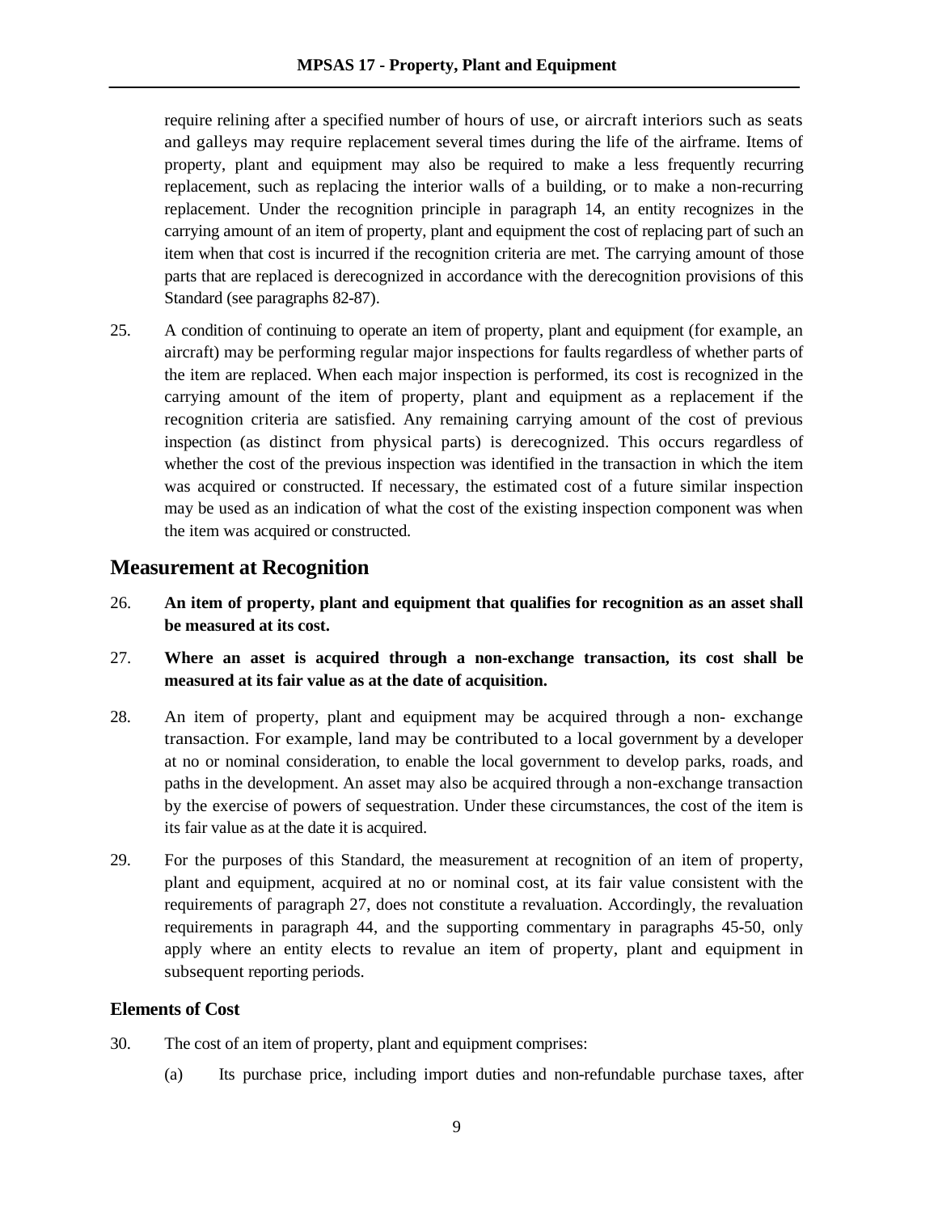require relining after a specified number of hours of use, or aircraft interiors such as seats and galleys may require replacement several times during the life of the airframe. Items of property, plant and equipment may also be required to make a less frequently recurring replacement, such as replacing the interior walls of a building, or to make a non-recurring replacement. Under the recognition principle in paragraph 14, an entity recognizes in the carrying amount of an item of property, plant and equipment the cost of replacing part of such an item when that cost is incurred if the recognition criteria are met. The carrying amount of those parts that are replaced is derecognized in accordance with the derecognition provisions of this Standard (see paragraphs 82-87).

25. A condition of continuing to operate an item of property, plant and equipment (for example, an aircraft) may be performing regular major inspections for faults regardless of whether parts of the item are replaced. When each major inspection is performed, its cost is recognized in the carrying amount of the item of property, plant and equipment as a replacement if the recognition criteria are satisfied. Any remaining carrying amount of the cost of previous inspection (as distinct from physical parts) is derecognized. This occurs regardless of whether the cost of the previous inspection was identified in the transaction in which the item was acquired or constructed. If necessary, the estimated cost of a future similar inspection may be used as an indication of what the cost of the existing inspection component was when the item was acquired or constructed.

## Measurement at Recognition

26. **An item of property, plant and equipment that qualifies for recognition as an asset shall be measured at its cost.**

27. **Where an asset is acquired through a non-exchange transaction, its cost shall be measured at its fair value as at the date of acquisition.**

28. An item of property, plant and equipment may be acquired through a non- exchange transaction. For example, land may be contributed to a local government by a developer at no or nominal consideration, to enable the local government to develop parks, roads, and paths in the development. An asset may also be acquired through a non-exchange transaction by the exercise of powers of sequestration. Under these circumstances, the cost of the item is its fair value as at the date it is acquired.

29. For the purposes of this Standard, the measurement at recognition of an item of property, plant and equipment, acquired at no or nominal cost, at its fair value consistent with the requirements of paragraph 27, does not constitute a revaluation. Accordingly, the revaluation requirements in paragraph 44, and the supporting commentary in paragraphs 45-50, only apply where an entity elects to revalue an item of property, plant and equipment in subsequent reporting periods.

### Elements of Cost

30. The cost of an item of property, plant and equipment comprises:

    (a) Its purchase price, including import duties and non-refundable purchase taxes, after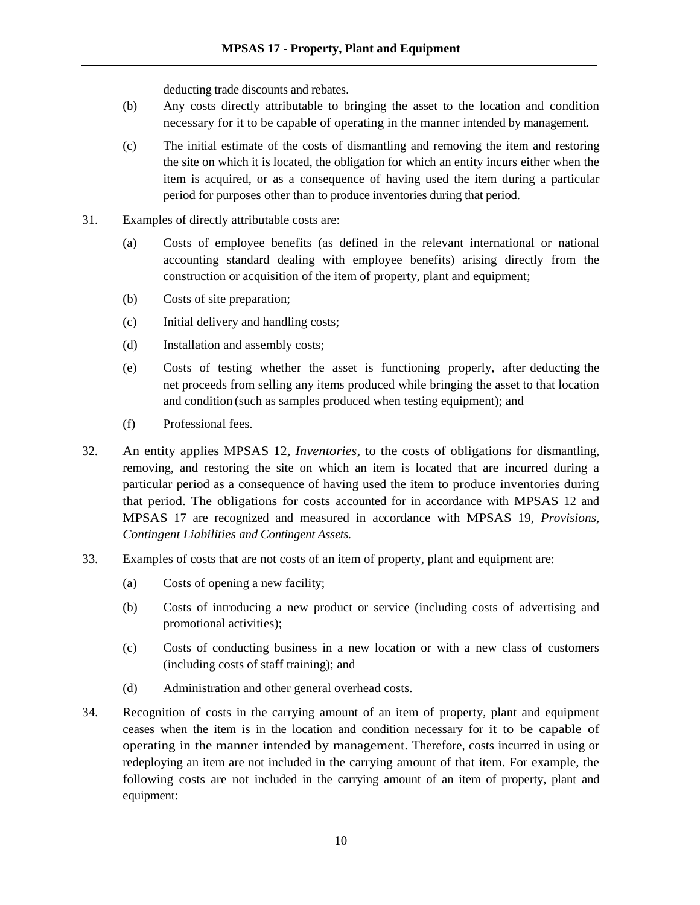deducting trade discounts and rebates.

(b) Any costs directly attributable to bringing the asset to the location and condition necessary for it to be capable of operating in the manner intended by management.

(c) The initial estimate of the costs of dismantling and removing the item and restoring the site on which it is located, the obligation for which an entity incurs either when the item is acquired, or as a consequence of having used the item during a particular period for purposes other than to produce inventories during that period.

31. Examples of directly attributable costs are:

(a) Costs of employee benefits (as defined in the relevant international or national accounting standard dealing with employee benefits) arising directly from the construction or acquisition of the item of property, plant and equipment;

(b) Costs of site preparation;

(c) Initial delivery and handling costs;

(d) Installation and assembly costs;

(e) Costs of testing whether the asset is functioning properly, after deducting the net proceeds from selling any items produced while bringing the asset to that location and condition (such as samples produced when testing equipment); and

(f) Professional fees.

32. An entity applies MPSAS 12, *Inventories*, to the costs of obligations for dismantling, removing, and restoring the site on which an item is located that are incurred during a particular period as a consequence of having used the item to produce inventories during that period. The obligations for costs accounted for in accordance with MPSAS 12 and MPSAS 17 are recognized and measured in accordance with MPSAS 19, *Provisions, Contingent Liabilities and Contingent Assets.*

33. Examples of costs that are not costs of an item of property, plant and equipment are:

(a) Costs of opening a new facility;

(b) Costs of introducing a new product or service (including costs of advertising and promotional activities);

(c) Costs of conducting business in a new location or with a new class of customers (including costs of staff training); and

(d) Administration and other general overhead costs.

34. Recognition of costs in the carrying amount of an item of property, plant and equipment ceases when the item is in the location and condition necessary for it to be capable of operating in the manner intended by management. Therefore, costs incurred in using or redeploying an item are not included in the carrying amount of that item. For example, the following costs are not included in the carrying amount of an item of property, plant and equipment: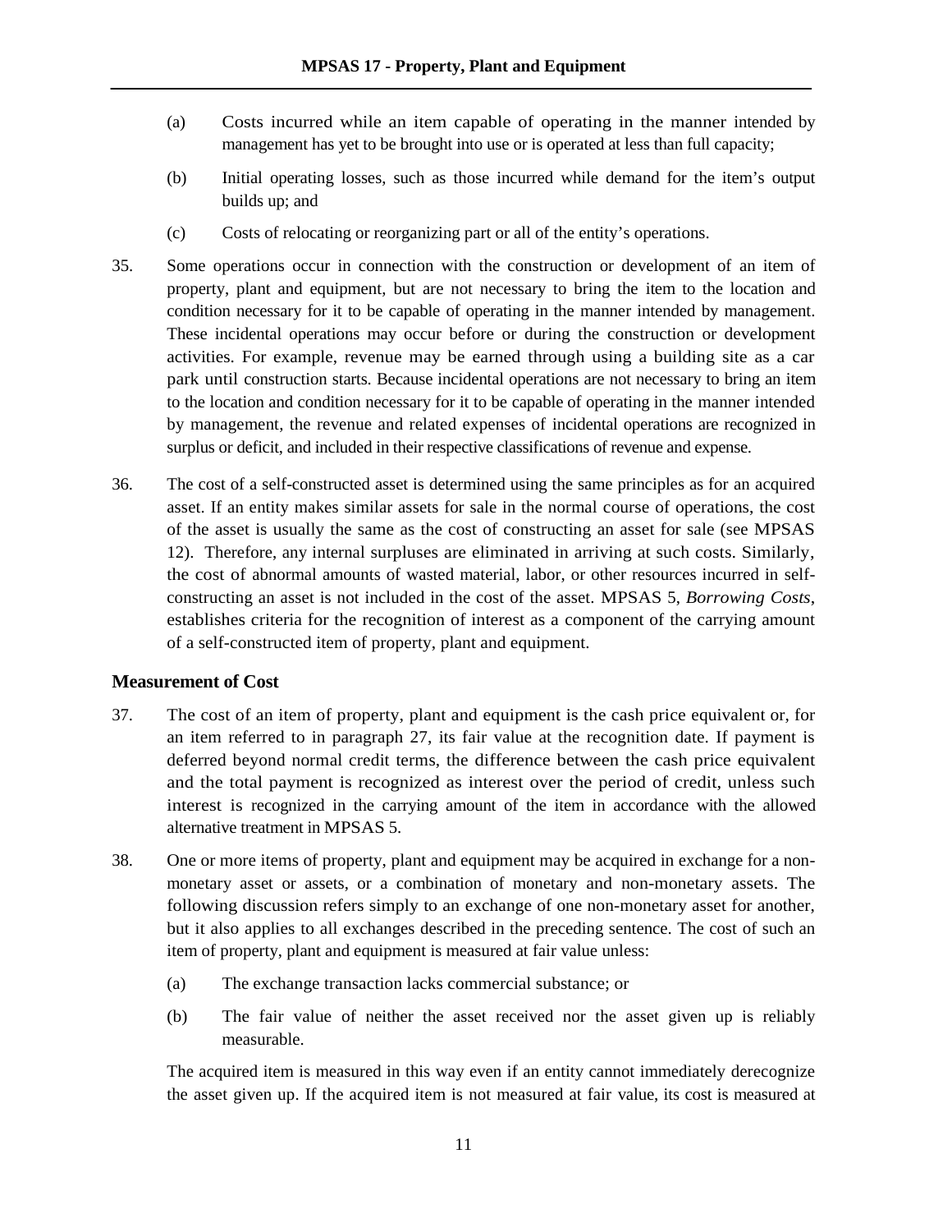(a) Costs incurred while an item capable of operating in the manner intended by management has yet to be brought into use or is operated at less than full capacity;

(b) Initial operating losses, such as those incurred while demand for the item's output builds up; and

(c) Costs of relocating or reorganizing part or all of the entity's operations.

35. Some operations occur in connection with the construction or development of an item of property, plant and equipment, but are not necessary to bring the item to the location and condition necessary for it to be capable of operating in the manner intended by management. These incidental operations may occur before or during the construction or development activities. For example, revenue may be earned through using a building site as a car park until construction starts. Because incidental operations are not necessary to bring an item to the location and condition necessary for it to be capable of operating in the manner intended by management, the revenue and related expenses of incidental operations are recognized in surplus or deficit, and included in their respective classifications of revenue and expense.

36. The cost of a self-constructed asset is determined using the same principles as for an acquired asset. If an entity makes similar assets for sale in the normal course of operations, the cost of the asset is usually the same as the cost of constructing an asset for sale (see MPSAS 12). Therefore, any internal surpluses are eliminated in arriving at such costs. Similarly, the cost of abnormal amounts of wasted material, labor, or other resources incurred in self-constructing an asset is not included in the cost of the asset. MPSAS 5, *Borrowing Costs*, establishes criteria for the recognition of interest as a component of the carrying amount of a self-constructed item of property, plant and equipment.

### Measurement of Cost

37. The cost of an item of property, plant and equipment is the cash price equivalent or, for an item referred to in paragraph 27, its fair value at the recognition date. If payment is deferred beyond normal credit terms, the difference between the cash price equivalent and the total payment is recognized as interest over the period of credit, unless such interest is recognized in the carrying amount of the item in accordance with the allowed alternative treatment in MPSAS 5.

38. One or more items of property, plant and equipment may be acquired in exchange for a non-monetary asset or assets, or a combination of monetary and non-monetary assets. The following discussion refers simply to an exchange of one non-monetary asset for another, but it also applies to all exchanges described in the preceding sentence. The cost of such an item of property, plant and equipment is measured at fair value unless:

(a) The exchange transaction lacks commercial substance; or

(b) The fair value of neither the asset received nor the asset given up is reliably measurable.

The acquired item is measured in this way even if an entity cannot immediately derecognize the asset given up. If the acquired item is not measured at fair value, its cost is measured at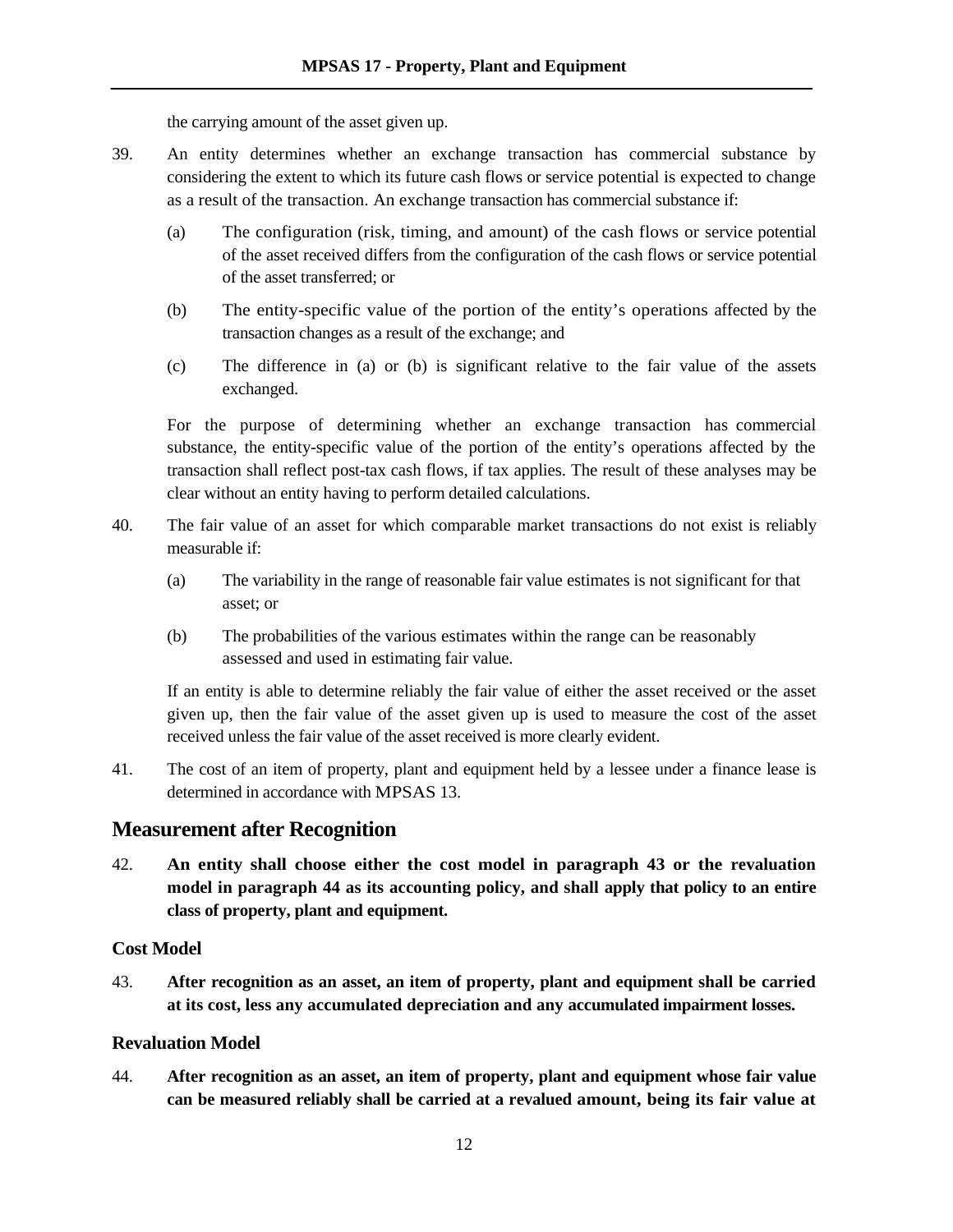the carrying amount of the asset given up.

39. An entity determines whether an exchange transaction has commercial substance by considering the extent to which its future cash flows or service potential is expected to change as a result of the transaction. An exchange transaction has commercial substance if:

    (a) The configuration (risk, timing, and amount) of the cash flows or service potential of the asset received differs from the configuration of the cash flows or service potential of the asset transferred; or

    (b) The entity-specific value of the portion of the entity's operations affected by the transaction changes as a result of the exchange; and

    (c) The difference in (a) or (b) is significant relative to the fair value of the assets exchanged.

    For the purpose of determining whether an exchange transaction has commercial substance, the entity-specific value of the portion of the entity's operations affected by the transaction shall reflect post-tax cash flows, if tax applies. The result of these analyses may be clear without an entity having to perform detailed calculations.

40. The fair value of an asset for which comparable market transactions do not exist is reliably measurable if:

    (a) The variability in the range of reasonable fair value estimates is not significant for that asset; or

    (b) The probabilities of the various estimates within the range can be reasonably assessed and used in estimating fair value.

    If an entity is able to determine reliably the fair value of either the asset received or the asset given up, then the fair value of the asset given up is used to measure the cost of the asset received unless the fair value of the asset received is more clearly evident.

41. The cost of an item of property, plant and equipment held by a lessee under a finance lease is determined in accordance with MPSAS 13.

## Measurement after Recognition

42. **An entity shall choose either the cost model in paragraph 43 or the revaluation model in paragraph 44 as its accounting policy, and shall apply that policy to an entire class of property, plant and equipment.**

### Cost Model

43. **After recognition as an asset, an item of property, plant and equipment shall be carried at its cost, less any accumulated depreciation and any accumulated impairment losses.**

### Revaluation Model

44. **After recognition as an asset, an item of property, plant and equipment whose fair value can be measured reliably shall be carried at a revalued amount, being its fair value at**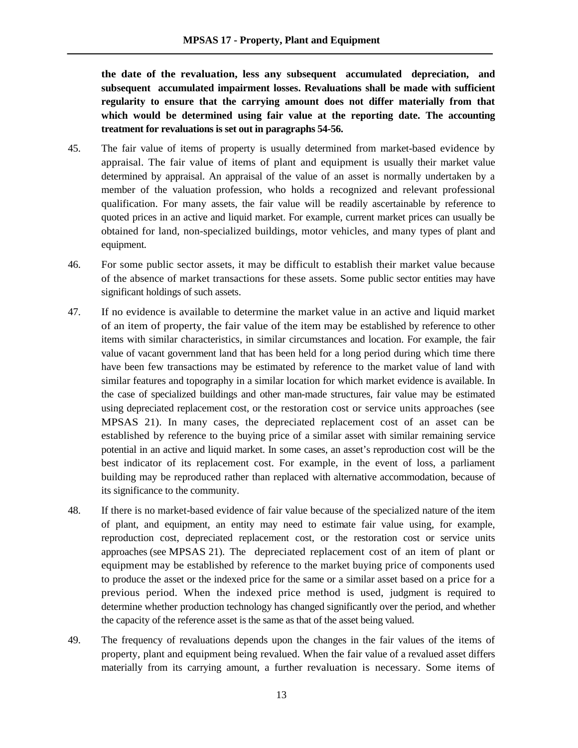**the date of the revaluation, less any subsequent accumulated depreciation, and subsequent accumulated impairment losses. Revaluations shall be made with sufficient regularity to ensure that the carrying amount does not differ materially from that which would be determined using fair value at the reporting date. The accounting treatment for revaluations is set out in paragraphs 54-56.**

45. The fair value of items of property is usually determined from market-based evidence by appraisal. The fair value of items of plant and equipment is usually their market value determined by appraisal. An appraisal of the value of an asset is normally undertaken by a member of the valuation profession, who holds a recognized and relevant professional qualification. For many assets, the fair value will be readily ascertainable by reference to quoted prices in an active and liquid market. For example, current market prices can usually be obtained for land, non-specialized buildings, motor vehicles, and many types of plant and equipment.

46. For some public sector assets, it may be difficult to establish their market value because of the absence of market transactions for these assets. Some public sector entities may have significant holdings of such assets.

47. If no evidence is available to determine the market value in an active and liquid market of an item of property, the fair value of the item may be established by reference to other items with similar characteristics, in similar circumstances and location. For example, the fair value of vacant government land that has been held for a long period during which time there have been few transactions may be estimated by reference to the market value of land with similar features and topography in a similar location for which market evidence is available. In the case of specialized buildings and other man-made structures, fair value may be estimated using depreciated replacement cost, or the restoration cost or service units approaches (see MPSAS 21). In many cases, the depreciated replacement cost of an asset can be established by reference to the buying price of a similar asset with similar remaining service potential in an active and liquid market. In some cases, an asset's reproduction cost will be the best indicator of its replacement cost. For example, in the event of loss, a parliament building may be reproduced rather than replaced with alternative accommodation, because of its significance to the community.

48. If there is no market-based evidence of fair value because of the specialized nature of the item of plant, and equipment, an entity may need to estimate fair value using, for example, reproduction cost, depreciated replacement cost, or the restoration cost or service units approaches (see MPSAS 21). The depreciated replacement cost of an item of plant or equipment may be established by reference to the market buying price of components used to produce the asset or the indexed price for the same or a similar asset based on a price for a previous period. When the indexed price method is used, judgment is required to determine whether production technology has changed significantly over the period, and whether the capacity of the reference asset is the same as that of the asset being valued.

49. The frequency of revaluations depends upon the changes in the fair values of the items of property, plant and equipment being revalued. When the fair value of a revalued asset differs materially from its carrying amount, a further revaluation is necessary. Some items of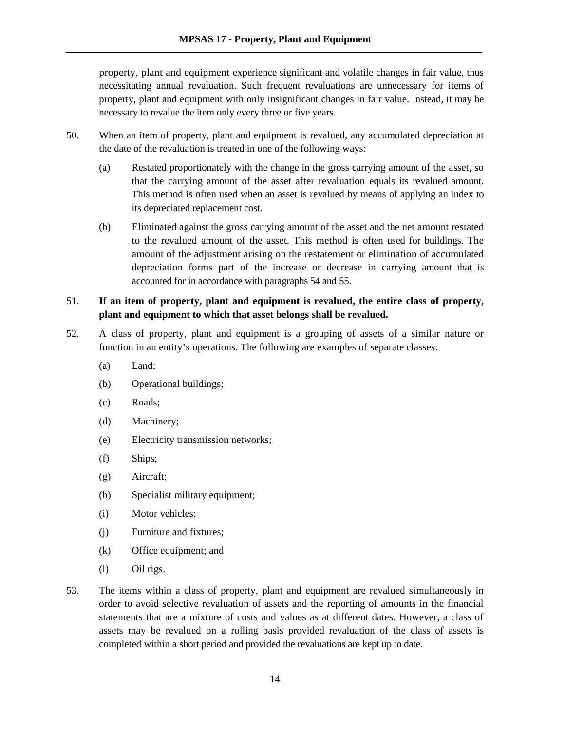property, plant and equipment experience significant and volatile changes in fair value, thus necessitating annual revaluation. Such frequent revaluations are unnecessary for items of property, plant and equipment with only insignificant changes in fair value. Instead, it may be necessary to revalue the item only every three or five years.

50. When an item of property, plant and equipment is revalued, any accumulated depreciation at the date of the revaluation is treated in one of the following ways:

    (a) Restated proportionately with the change in the gross carrying amount of the asset, so that the carrying amount of the asset after revaluation equals its revalued amount. This method is often used when an asset is revalued by means of applying an index to its depreciated replacement cost.

    (b) Eliminated against the gross carrying amount of the asset and the net amount restated to the revalued amount of the asset. This method is often used for buildings. The amount of the adjustment arising on the restatement or elimination of accumulated depreciation forms part of the increase or decrease in carrying amount that is accounted for in accordance with paragraphs 54 and 55.

51. **If an item of property, plant and equipment is revalued, the entire class of property, plant and equipment to which that asset belongs shall be revalued.**

52. A class of property, plant and equipment is a grouping of assets of a similar nature or function in an entity's operations. The following are examples of separate classes:

    (a) Land;

    (b) Operational buildings;

    (c) Roads;

    (d) Machinery;

    (e) Electricity transmission networks;

    (f) Ships;

    (g) Aircraft;

    (h) Specialist military equipment;

    (i) Motor vehicles;

    (j) Furniture and fixtures;

    (k) Office equipment; and

    (l) Oil rigs.

53. The items within a class of property, plant and equipment are revalued simultaneously in order to avoid selective revaluation of assets and the reporting of amounts in the financial statements that are a mixture of costs and values as at different dates. However, a class of assets may be revalued on a rolling basis provided revaluation of the class of assets is completed within a short period and provided the revaluations are kept up to date.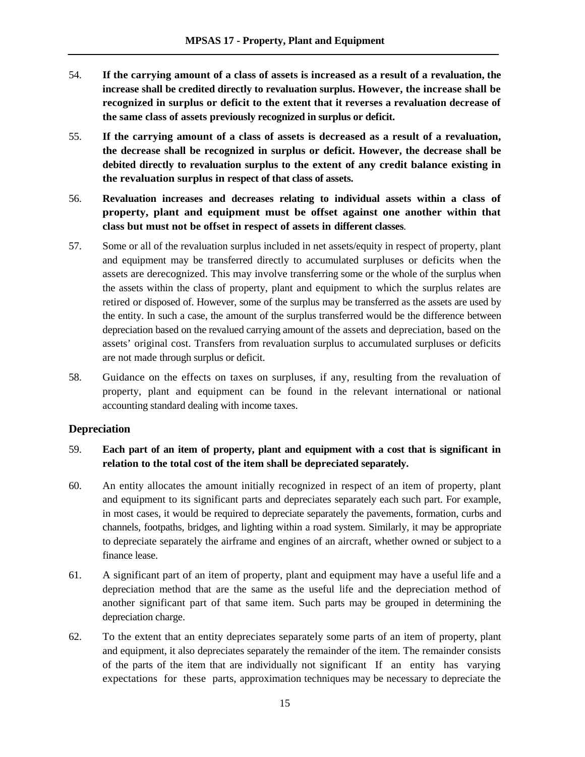54. **If the carrying amount of a class of assets is increased as a result of a revaluation, the increase shall be credited directly to revaluation surplus. However, the increase shall be recognized in surplus or deficit to the extent that it reverses a revaluation decrease of the same class of assets previously recognized in surplus or deficit.**

55. **If the carrying amount of a class of assets is decreased as a result of a revaluation, the decrease shall be recognized in surplus or deficit. However, the decrease shall be debited directly to revaluation surplus to the extent of any credit balance existing in the revaluation surplus in respect of that class of assets.**

56. **Revaluation increases and decreases relating to individual assets within a class of property, plant and equipment must be offset against one another within that class but must not be offset in respect of assets in different classes**.

57. Some or all of the revaluation surplus included in net assets/equity in respect of property, plant and equipment may be transferred directly to accumulated surpluses or deficits when the assets are derecognized. This may involve transferring some or the whole of the surplus when the assets within the class of property, plant and equipment to which the surplus relates are retired or disposed of. However, some of the surplus may be transferred as the assets are used by the entity. In such a case, the amount of the surplus transferred would be the difference between depreciation based on the revalued carrying amount of the assets and depreciation, based on the assets' original cost. Transfers from revaluation surplus to accumulated surpluses or deficits are not made through surplus or deficit.

58. Guidance on the effects on taxes on surpluses, if any, resulting from the revaluation of property, plant and equipment can be found in the relevant international or national accounting standard dealing with income taxes.

## Depreciation

59. **Each part of an item of property, plant and equipment with a cost that is significant in relation to the total cost of the item shall be depreciated separately.**

60. An entity allocates the amount initially recognized in respect of an item of property, plant and equipment to its significant parts and depreciates separately each such part. For example, in most cases, it would be required to depreciate separately the pavements, formation, curbs and channels, footpaths, bridges, and lighting within a road system. Similarly, it may be appropriate to depreciate separately the airframe and engines of an aircraft, whether owned or subject to a finance lease.

61. A significant part of an item of property, plant and equipment may have a useful life and a depreciation method that are the same as the useful life and the depreciation method of another significant part of that same item. Such parts may be grouped in determining the depreciation charge.

62. To the extent that an entity depreciates separately some parts of an item of property, plant and equipment, it also depreciates separately the remainder of the item. The remainder consists of the parts of the item that are individually not significant If an entity has varying expectations for these parts, approximation techniques may be necessary to depreciate the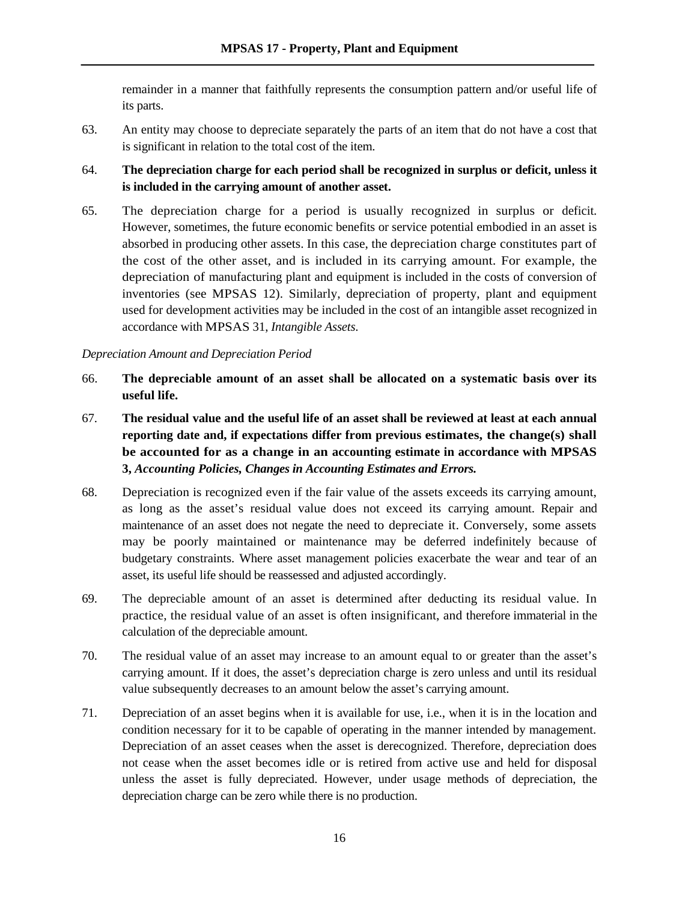remainder in a manner that faithfully represents the consumption pattern and/or useful life of its parts.

63. An entity may choose to depreciate separately the parts of an item that do not have a cost that is significant in relation to the total cost of the item.

64. **The depreciation charge for each period shall be recognized in surplus or deficit, unless it is included in the carrying amount of another asset.**

65. The depreciation charge for a period is usually recognized in surplus or deficit. However, sometimes, the future economic benefits or service potential embodied in an asset is absorbed in producing other assets. In this case, the depreciation charge constitutes part of the cost of the other asset, and is included in its carrying amount. For example, the depreciation of manufacturing plant and equipment is included in the costs of conversion of inventories (see MPSAS 12). Similarly, depreciation of property, plant and equipment used for development activities may be included in the cost of an intangible asset recognized in accordance with MPSAS 31, *Intangible Assets*.

*Depreciation Amount and Depreciation Period*

66. **The depreciable amount of an asset shall be allocated on a systematic basis over its useful life.**

67. **The residual value and the useful life of an asset shall be reviewed at least at each annual reporting date and, if expectations differ from previous estimates, the change(s) shall be accounted for as a change in an accounting estimate in accordance with MPSAS 3, *Accounting Policies, Changes in Accounting Estimates and Errors.***

68. Depreciation is recognized even if the fair value of the assets exceeds its carrying amount, as long as the asset's residual value does not exceed its carrying amount. Repair and maintenance of an asset does not negate the need to depreciate it. Conversely, some assets may be poorly maintained or maintenance may be deferred indefinitely because of budgetary constraints. Where asset management policies exacerbate the wear and tear of an asset, its useful life should be reassessed and adjusted accordingly.

69. The depreciable amount of an asset is determined after deducting its residual value. In practice, the residual value of an asset is often insignificant, and therefore immaterial in the calculation of the depreciable amount.

70. The residual value of an asset may increase to an amount equal to or greater than the asset's carrying amount. If it does, the asset's depreciation charge is zero unless and until its residual value subsequently decreases to an amount below the asset's carrying amount.

71. Depreciation of an asset begins when it is available for use, i.e., when it is in the location and condition necessary for it to be capable of operating in the manner intended by management. Depreciation of an asset ceases when the asset is derecognized. Therefore, depreciation does not cease when the asset becomes idle or is retired from active use and held for disposal unless the asset is fully depreciated. However, under usage methods of depreciation, the depreciation charge can be zero while there is no production.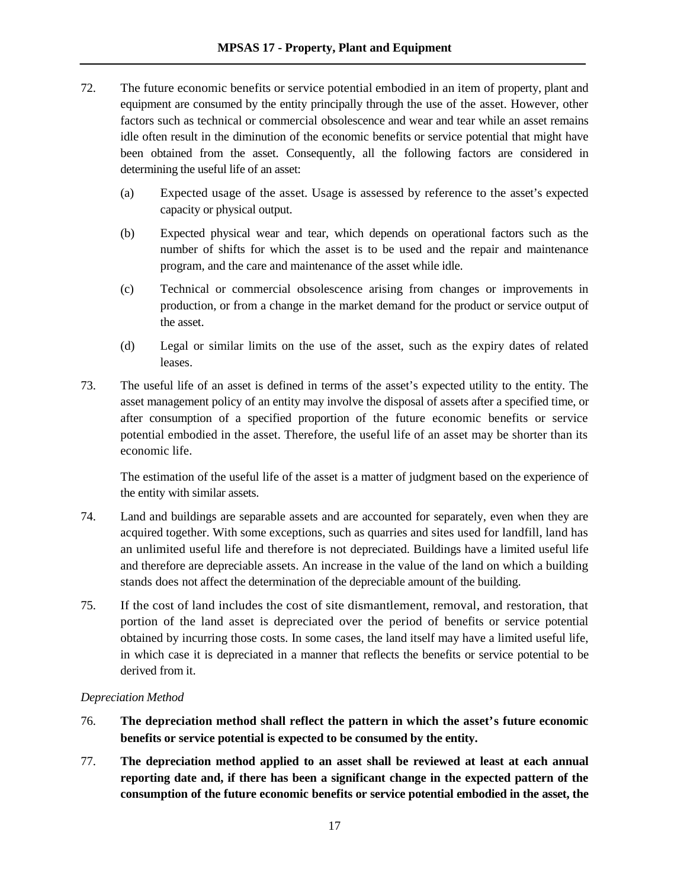72. The future economic benefits or service potential embodied in an item of property, plant and equipment are consumed by the entity principally through the use of the asset. However, other factors such as technical or commercial obsolescence and wear and tear while an asset remains idle often result in the diminution of the economic benefits or service potential that might have been obtained from the asset. Consequently, all the following factors are considered in determining the useful life of an asset:

    (a) Expected usage of the asset. Usage is assessed by reference to the asset's expected capacity or physical output.

    (b) Expected physical wear and tear, which depends on operational factors such as the number of shifts for which the asset is to be used and the repair and maintenance program, and the care and maintenance of the asset while idle.

    (c) Technical or commercial obsolescence arising from changes or improvements in production, or from a change in the market demand for the product or service output of the asset.

    (d) Legal or similar limits on the use of the asset, such as the expiry dates of related leases.

73. The useful life of an asset is defined in terms of the asset's expected utility to the entity. The asset management policy of an entity may involve the disposal of assets after a specified time, or after consumption of a specified proportion of the future economic benefits or service potential embodied in the asset. Therefore, the useful life of an asset may be shorter than its economic life.

    The estimation of the useful life of the asset is a matter of judgment based on the experience of the entity with similar assets.

74. Land and buildings are separable assets and are accounted for separately, even when they are acquired together. With some exceptions, such as quarries and sites used for landfill, land has an unlimited useful life and therefore is not depreciated. Buildings have a limited useful life and therefore are depreciable assets. An increase in the value of the land on which a building stands does not affect the determination of the depreciable amount of the building.

75. If the cost of land includes the cost of site dismantlement, removal, and restoration, that portion of the land asset is depreciated over the period of benefits or service potential obtained by incurring those costs. In some cases, the land itself may have a limited useful life, in which case it is depreciated in a manner that reflects the benefits or service potential to be derived from it.

*Depreciation Method*

76. **The depreciation method shall reflect the pattern in which the asset's future economic benefits or service potential is expected to be consumed by the entity.**

77. **The depreciation method applied to an asset shall be reviewed at least at each annual reporting date and, if there has been a significant change in the expected pattern of the consumption of the future economic benefits or service potential embodied in the asset, the**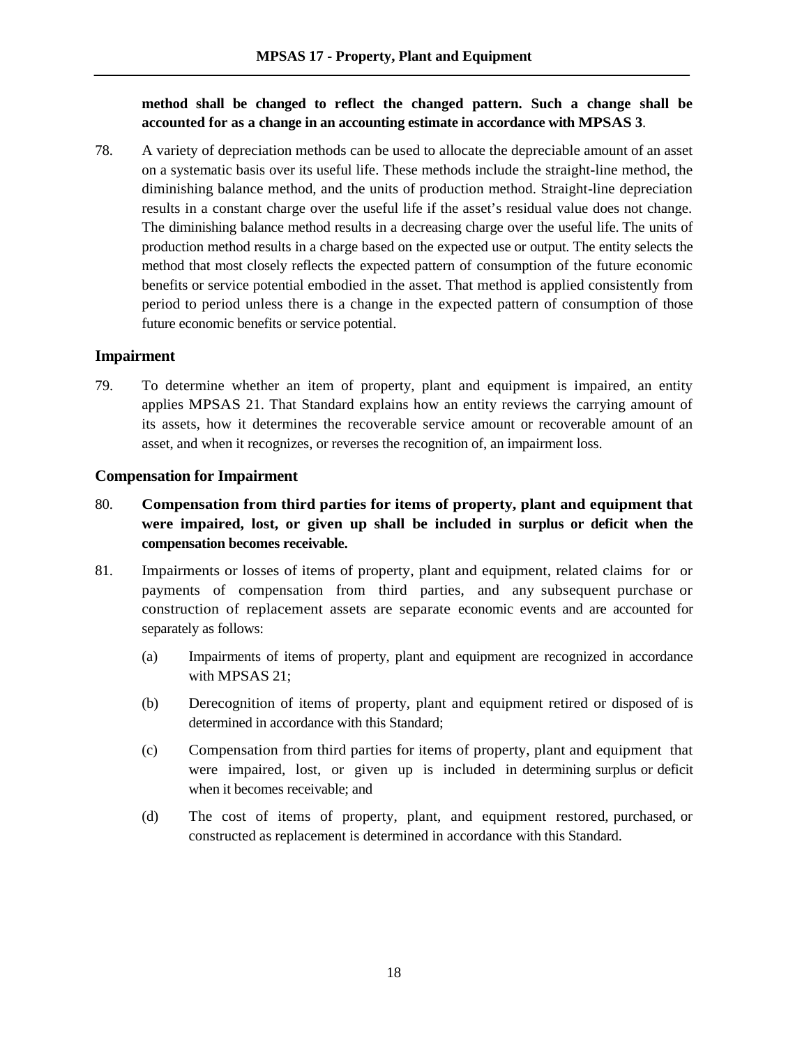**method shall be changed to reflect the changed pattern. Such a change shall be accounted for as a change in an accounting estimate in accordance with MPSAS 3**.

78. A variety of depreciation methods can be used to allocate the depreciable amount of an asset on a systematic basis over its useful life. These methods include the straight-line method, the diminishing balance method, and the units of production method. Straight-line depreciation results in a constant charge over the useful life if the asset's residual value does not change. The diminishing balance method results in a decreasing charge over the useful life. The units of production method results in a charge based on the expected use or output. The entity selects the method that most closely reflects the expected pattern of consumption of the future economic benefits or service potential embodied in the asset. That method is applied consistently from period to period unless there is a change in the expected pattern of consumption of those future economic benefits or service potential.

### Impairment

79. To determine whether an item of property, plant and equipment is impaired, an entity applies MPSAS 21. That Standard explains how an entity reviews the carrying amount of its assets, how it determines the recoverable service amount or recoverable amount of an asset, and when it recognizes, or reverses the recognition of, an impairment loss.

### Compensation for Impairment

80. **Compensation from third parties for items of property, plant and equipment that were impaired, lost, or given up shall be included in surplus or deficit when the compensation becomes receivable.**

81. Impairments or losses of items of property, plant and equipment, related claims for or payments of compensation from third parties, and any subsequent purchase or construction of replacement assets are separate economic events and are accounted for separately as follows:

    (a) Impairments of items of property, plant and equipment are recognized in accordance with MPSAS 21;

    (b) Derecognition of items of property, plant and equipment retired or disposed of is determined in accordance with this Standard;

    (c) Compensation from third parties for items of property, plant and equipment that were impaired, lost, or given up is included in determining surplus or deficit when it becomes receivable; and

    (d) The cost of items of property, plant, and equipment restored, purchased, or constructed as replacement is determined in accordance with this Standard.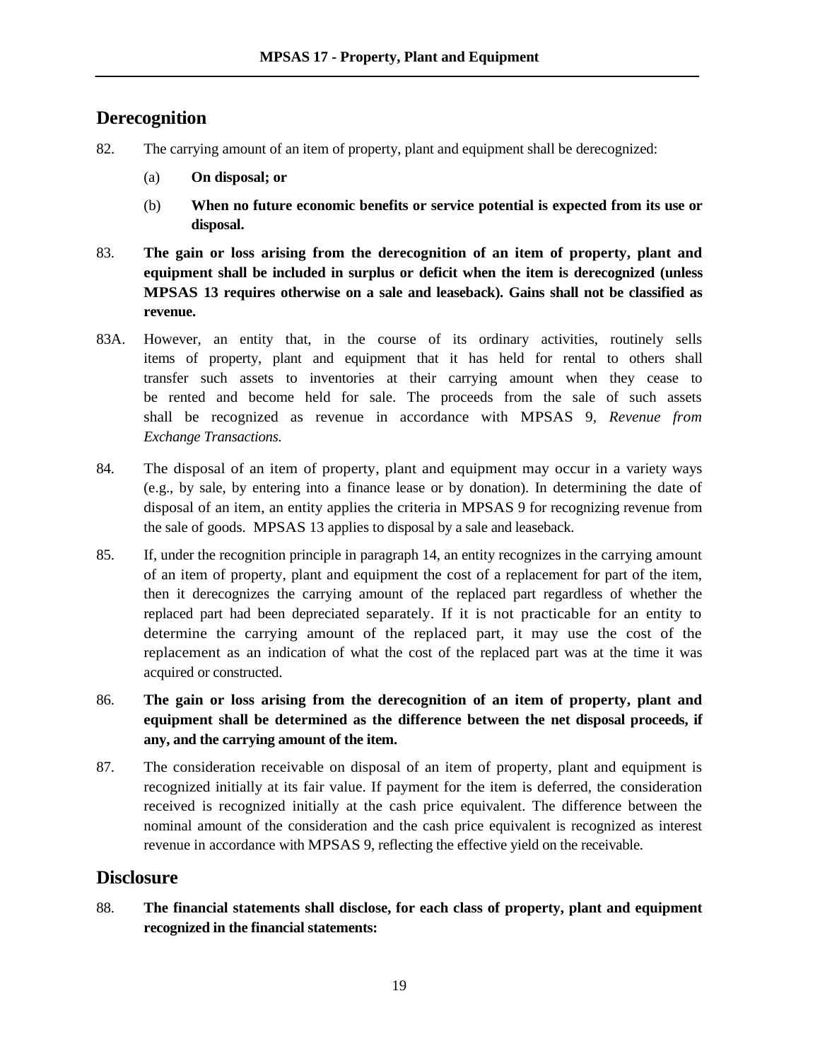## Derecognition

82. The carrying amount of an item of property, plant and equipment shall be derecognized:

    (a) **On disposal; or**

    (b) **When no future economic benefits or service potential is expected from its use or disposal.**

83. **The gain or loss arising from the derecognition of an item of property, plant and equipment shall be included in surplus or deficit when the item is derecognized (unless MPSAS 13 requires otherwise on a sale and leaseback). Gains shall not be classified as revenue.**

83A. However, an entity that, in the course of its ordinary activities, routinely sells items of property, plant and equipment that it has held for rental to others shall transfer such assets to inventories at their carrying amount when they cease to be rented and become held for sale. The proceeds from the sale of such assets shall be recognized as revenue in accordance with MPSAS 9, *Revenue from Exchange Transactions.*

84. The disposal of an item of property, plant and equipment may occur in a variety ways (e.g., by sale, by entering into a finance lease or by donation). In determining the date of disposal of an item, an entity applies the criteria in MPSAS 9 for recognizing revenue from the sale of goods. MPSAS 13 applies to disposal by a sale and leaseback.

85. If, under the recognition principle in paragraph 14, an entity recognizes in the carrying amount of an item of property, plant and equipment the cost of a replacement for part of the item, then it derecognizes the carrying amount of the replaced part regardless of whether the replaced part had been depreciated separately. If it is not practicable for an entity to determine the carrying amount of the replaced part, it may use the cost of the replacement as an indication of what the cost of the replaced part was at the time it was acquired or constructed.

86. **The gain or loss arising from the derecognition of an item of property, plant and equipment shall be determined as the difference between the net disposal proceeds, if any, and the carrying amount of the item.**

87. The consideration receivable on disposal of an item of property, plant and equipment is recognized initially at its fair value. If payment for the item is deferred, the consideration received is recognized initially at the cash price equivalent. The difference between the nominal amount of the consideration and the cash price equivalent is recognized as interest revenue in accordance with MPSAS 9, reflecting the effective yield on the receivable.

## Disclosure

88. **The financial statements shall disclose, for each class of property, plant and equipment recognized in the financial statements:**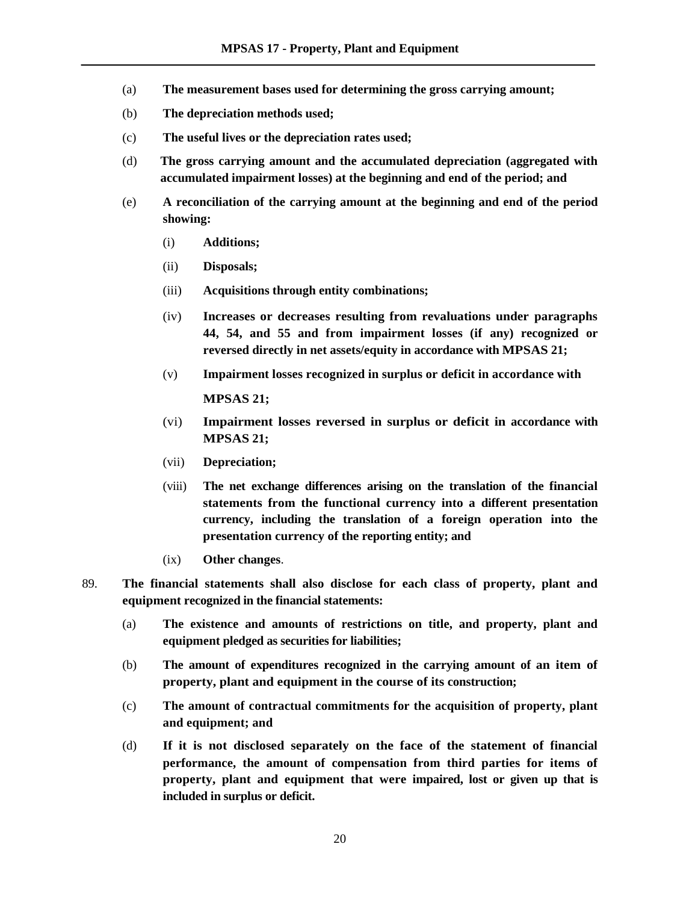(a) **The measurement bases used for determining the gross carrying amount;**

(b) **The depreciation methods used;**

(c) **The useful lives or the depreciation rates used;**

(d) **The gross carrying amount and the accumulated depreciation (aggregated with accumulated impairment losses) at the beginning and end of the period; and**

(e) **A reconciliation of the carrying amount at the beginning and end of the period showing:**

  (i) **Additions;**

  (ii) **Disposals;**

  (iii) **Acquisitions through entity combinations;**

  (iv) **Increases or decreases resulting from revaluations under paragraphs 44, 54, and 55 and from impairment losses (if any) recognized or reversed directly in net assets/equity in accordance with MPSAS 21;**

  (v) **Impairment losses recognized in surplus or deficit in accordance with MPSAS 21;**

  (vi) **Impairment losses reversed in surplus or deficit in accordance with MPSAS 21;**

  (vii) **Depreciation;**

  (viii) **The net exchange differences arising on the translation of the financial statements from the functional currency into a different presentation currency, including the translation of a foreign operation into the presentation currency of the reporting entity; and**

  (ix) **Other changes**.

89. **The financial statements shall also disclose for each class of property, plant and equipment recognized in the financial statements:**

(a) **The existence and amounts of restrictions on title, and property, plant and equipment pledged as securities for liabilities;**

(b) **The amount of expenditures recognized in the carrying amount of an item of property, plant and equipment in the course of its construction;**

(c) **The amount of contractual commitments for the acquisition of property, plant and equipment; and**

(d) **If it is not disclosed separately on the face of the statement of financial performance, the amount of compensation from third parties for items of property, plant and equipment that were impaired, lost or given up that is included in surplus or deficit.**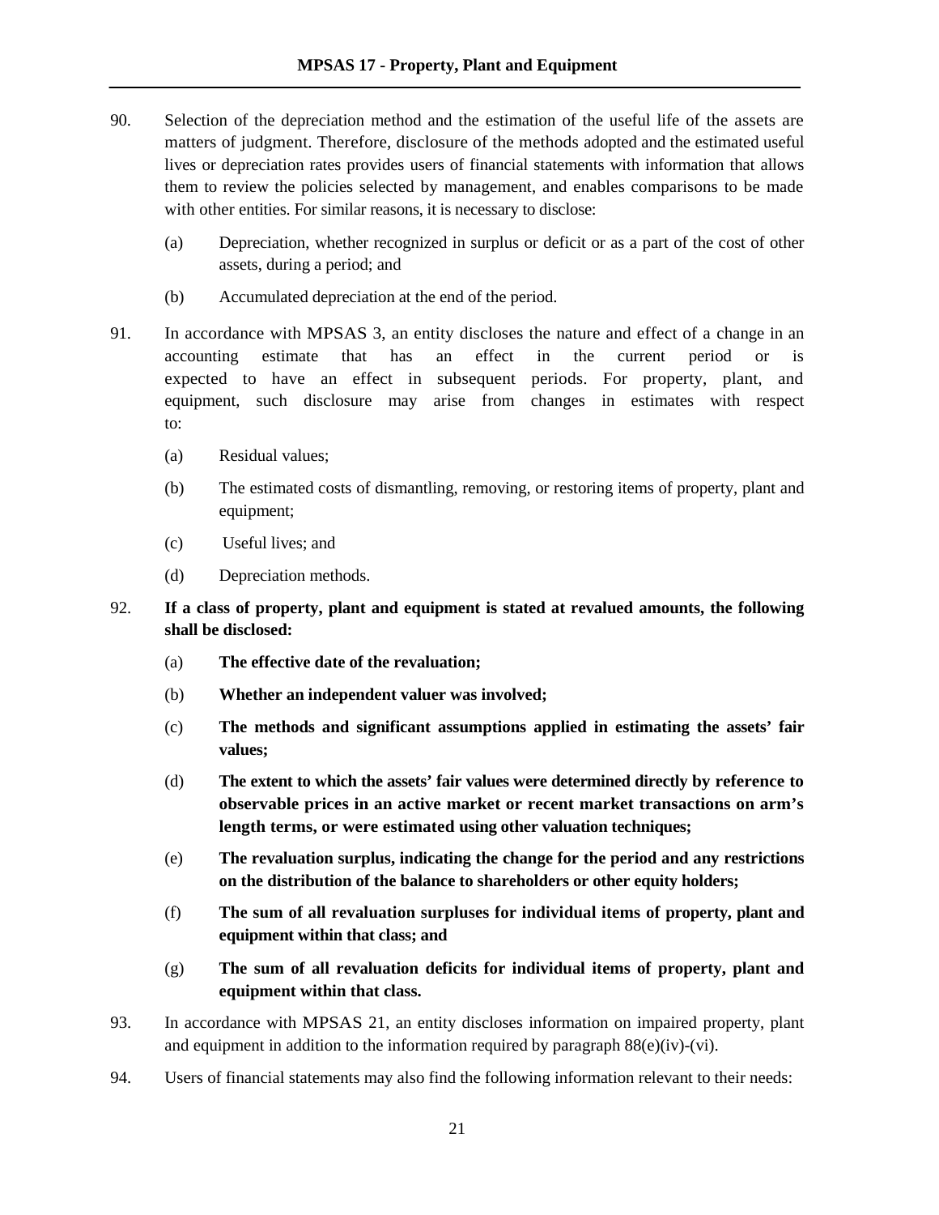90. Selection of the depreciation method and the estimation of the useful life of the assets are matters of judgment. Therefore, disclosure of the methods adopted and the estimated useful lives or depreciation rates provides users of financial statements with information that allows them to review the policies selected by management, and enables comparisons to be made with other entities. For similar reasons, it is necessary to disclose:

    (a) Depreciation, whether recognized in surplus or deficit or as a part of the cost of other assets, during a period; and

    (b) Accumulated depreciation at the end of the period.

91. In accordance with MPSAS 3, an entity discloses the nature and effect of a change in an accounting estimate that has an effect in the current period or is expected to have an effect in subsequent periods. For property, plant, and equipment, such disclosure may arise from changes in estimates with respect to:

    (a) Residual values;

    (b) The estimated costs of dismantling, removing, or restoring items of property, plant and equipment;

    (c) Useful lives; and

    (d) Depreciation methods.

92. **If a class of property, plant and equipment is stated at revalued amounts, the following shall be disclosed:**

    (a) **The effective date of the revaluation;**

    (b) **Whether an independent valuer was involved;**

    (c) **The methods and significant assumptions applied in estimating the assets' fair values;**

    (d) **The extent to which the assets' fair values were determined directly by reference to observable prices in an active market or recent market transactions on arm's length terms, or were estimated using other valuation techniques;**

    (e) **The revaluation surplus, indicating the change for the period and any restrictions on the distribution of the balance to shareholders or other equity holders;**

    (f) **The sum of all revaluation surpluses for individual items of property, plant and equipment within that class; and**

    (g) **The sum of all revaluation deficits for individual items of property, plant and equipment within that class.**

93. In accordance with MPSAS 21, an entity discloses information on impaired property, plant and equipment in addition to the information required by paragraph 88(e)(iv)-(vi).

94. Users of financial statements may also find the following information relevant to their needs: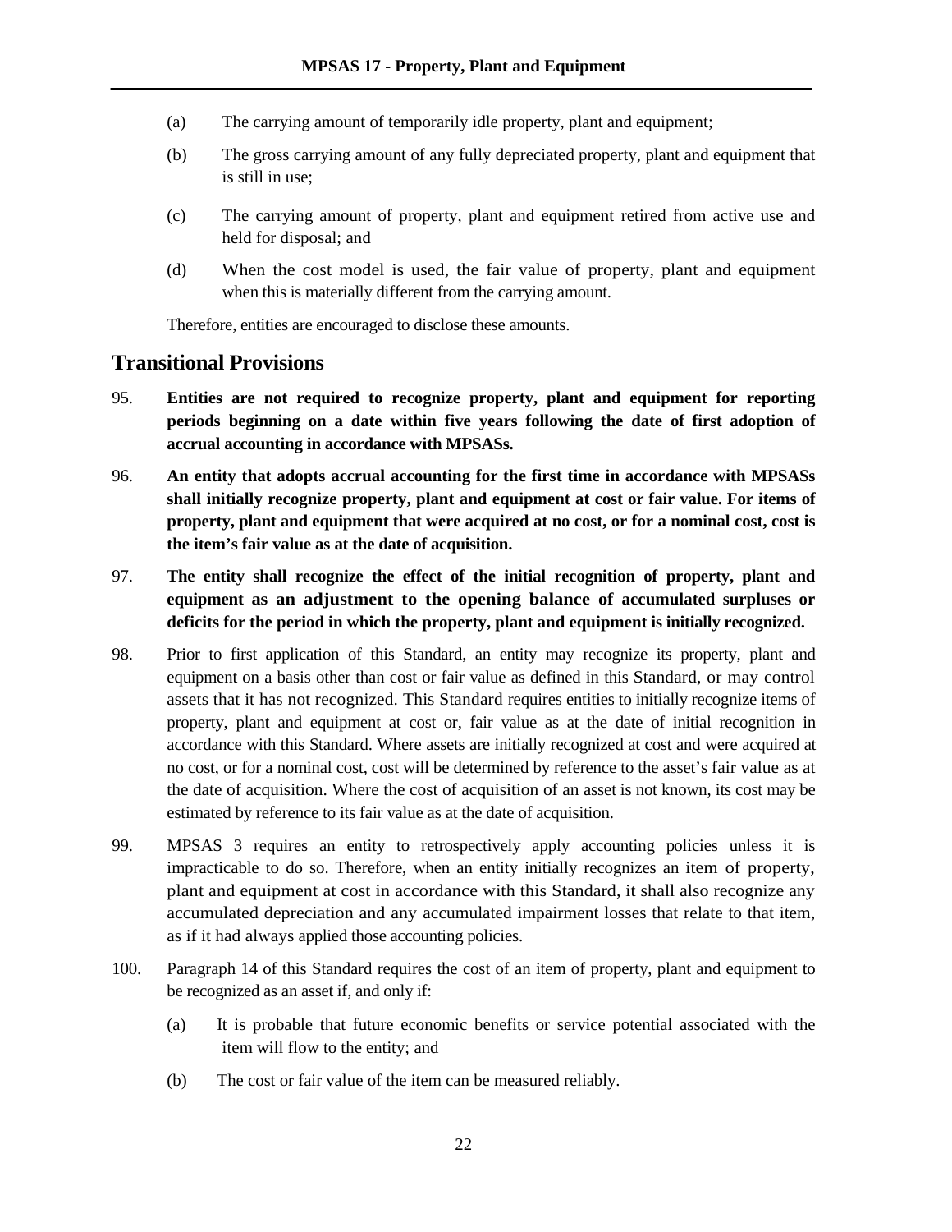(a) The carrying amount of temporarily idle property, plant and equipment;

(b) The gross carrying amount of any fully depreciated property, plant and equipment that is still in use;

(c) The carrying amount of property, plant and equipment retired from active use and held for disposal; and

(d) When the cost model is used, the fair value of property, plant and equipment when this is materially different from the carrying amount.

Therefore, entities are encouraged to disclose these amounts.

## Transitional Provisions

95. **Entities are not required to recognize property, plant and equipment for reporting periods beginning on a date within five years following the date of first adoption of accrual accounting in accordance with MPSASs.**

96. **An entity that adopts accrual accounting for the first time in accordance with MPSASs shall initially recognize property, plant and equipment at cost or fair value. For items of property, plant and equipment that were acquired at no cost, or for a nominal cost, cost is the item's fair value as at the date of acquisition.**

97. **The entity shall recognize the effect of the initial recognition of property, plant and equipment as an adjustment to the opening balance of accumulated surpluses or deficits for the period in which the property, plant and equipment is initially recognized.**

98. Prior to first application of this Standard, an entity may recognize its property, plant and equipment on a basis other than cost or fair value as defined in this Standard, or may control assets that it has not recognized. This Standard requires entities to initially recognize items of property, plant and equipment at cost or, fair value as at the date of initial recognition in accordance with this Standard. Where assets are initially recognized at cost and were acquired at no cost, or for a nominal cost, cost will be determined by reference to the asset's fair value as at the date of acquisition. Where the cost of acquisition of an asset is not known, its cost may be estimated by reference to its fair value as at the date of acquisition.

99. MPSAS 3 requires an entity to retrospectively apply accounting policies unless it is impracticable to do so. Therefore, when an entity initially recognizes an item of property, plant and equipment at cost in accordance with this Standard, it shall also recognize any accumulated depreciation and any accumulated impairment losses that relate to that item, as if it had always applied those accounting policies.

100. Paragraph 14 of this Standard requires the cost of an item of property, plant and equipment to be recognized as an asset if, and only if:

(a) It is probable that future economic benefits or service potential associated with the item will flow to the entity; and

(b) The cost or fair value of the item can be measured reliably.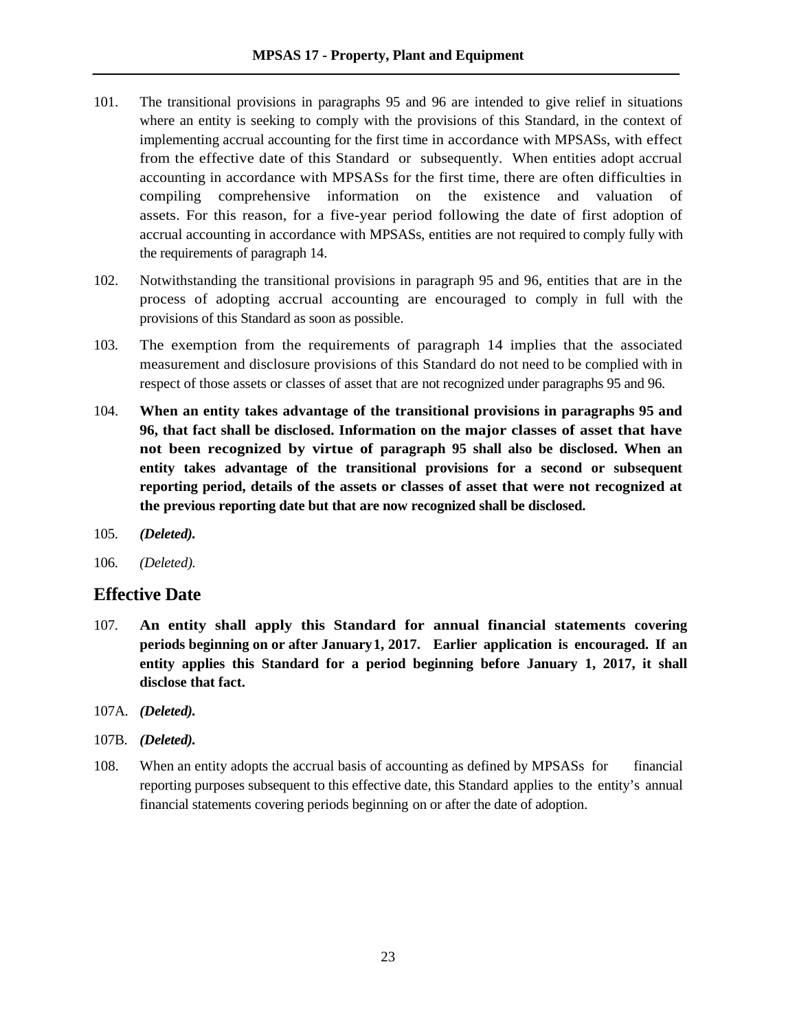101. The transitional provisions in paragraphs 95 and 96 are intended to give relief in situations where an entity is seeking to comply with the provisions of this Standard, in the context of implementing accrual accounting for the first time in accordance with MPSASs, with effect from the effective date of this Standard or subsequently. When entities adopt accrual accounting in accordance with MPSASs for the first time, there are often difficulties in compiling comprehensive information on the existence and valuation of assets. For this reason, for a five-year period following the date of first adoption of accrual accounting in accordance with MPSASs, entities are not required to comply fully with the requirements of paragraph 14.

102. Notwithstanding the transitional provisions in paragraph 95 and 96, entities that are in the process of adopting accrual accounting are encouraged to comply in full with the provisions of this Standard as soon as possible.

103. The exemption from the requirements of paragraph 14 implies that the associated measurement and disclosure provisions of this Standard do not need to be complied with in respect of those assets or classes of asset that are not recognized under paragraphs 95 and 96.

104. **When an entity takes advantage of the transitional provisions in paragraphs 95 and 96, that fact shall be disclosed. Information on the major classes of asset that have not been recognized by virtue of paragraph 95 shall also be disclosed. When an entity takes advantage of the transitional provisions for a second or subsequent reporting period, details of the assets or classes of asset that were not recognized at the previous reporting date but that are now recognized shall be disclosed.**

105. ***(Deleted).***

106. *(Deleted).*

## Effective Date

107. **An entity shall apply this Standard for annual financial statements covering periods beginning on or after January1, 2017. Earlier application is encouraged. If an entity applies this Standard for a period beginning before January 1, 2017, it shall disclose that fact.**

107A. ***(Deleted).***

107B. ***(Deleted).***

108. When an entity adopts the accrual basis of accounting as defined by MPSASs for financial reporting purposes subsequent to this effective date, this Standard applies to the entity's annual financial statements covering periods beginning on or after the date of adoption.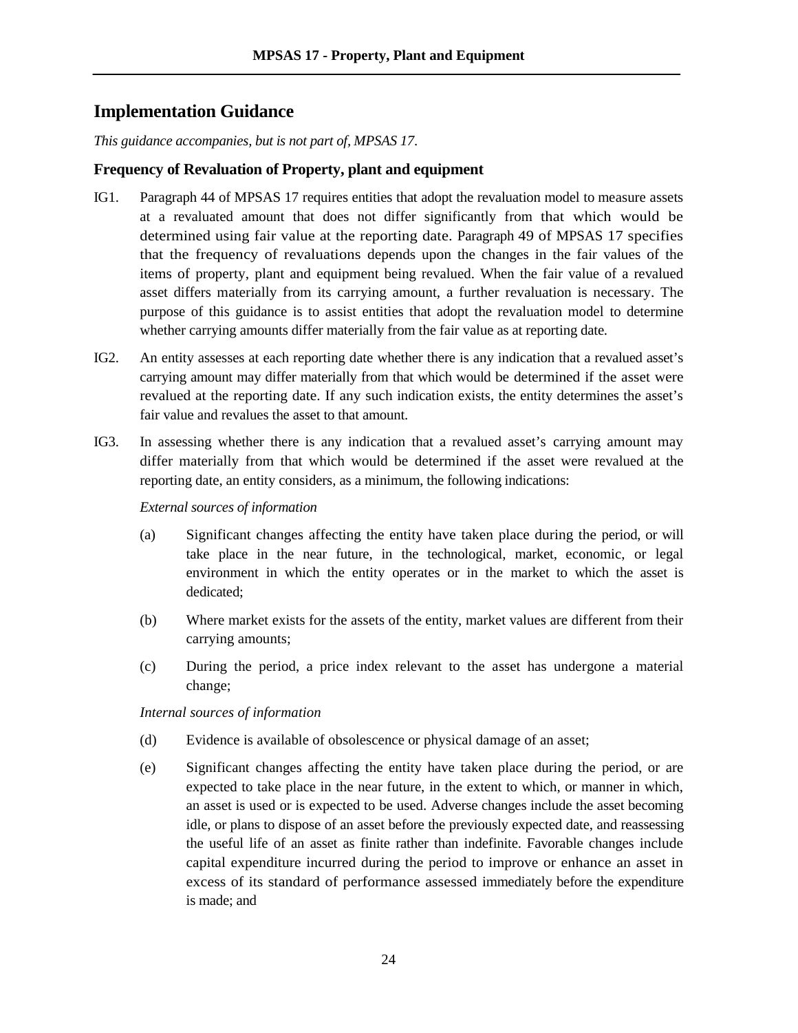## Implementation Guidance

*This guidance accompanies, but is not part of, MPSAS 17.*

### Frequency of Revaluation of Property, plant and equipment

IG1. Paragraph 44 of MPSAS 17 requires entities that adopt the revaluation model to measure assets at a revaluated amount that does not differ significantly from that which would be determined using fair value at the reporting date. Paragraph 49 of MPSAS 17 specifies that the frequency of revaluations depends upon the changes in the fair values of the items of property, plant and equipment being revalued. When the fair value of a revalued asset differs materially from its carrying amount, a further revaluation is necessary. The purpose of this guidance is to assist entities that adopt the revaluation model to determine whether carrying amounts differ materially from the fair value as at reporting date.

IG2. An entity assesses at each reporting date whether there is any indication that a revalued asset's carrying amount may differ materially from that which would be determined if the asset were revalued at the reporting date. If any such indication exists, the entity determines the asset's fair value and revalues the asset to that amount.

IG3. In assessing whether there is any indication that a revalued asset's carrying amount may differ materially from that which would be determined if the asset were revalued at the reporting date, an entity considers, as a minimum, the following indications:

*External sources of information*

(a) Significant changes affecting the entity have taken place during the period, or will take place in the near future, in the technological, market, economic, or legal environment in which the entity operates or in the market to which the asset is dedicated;

(b) Where market exists for the assets of the entity, market values are different from their carrying amounts;

(c) During the period, a price index relevant to the asset has undergone a material change;

*Internal sources of information*

(d) Evidence is available of obsolescence or physical damage of an asset;

(e) Significant changes affecting the entity have taken place during the period, or are expected to take place in the near future, in the extent to which, or manner in which, an asset is used or is expected to be used. Adverse changes include the asset becoming idle, or plans to dispose of an asset before the previously expected date, and reassessing the useful life of an asset as finite rather than indefinite. Favorable changes include capital expenditure incurred during the period to improve or enhance an asset in excess of its standard of performance assessed immediately before the expenditure is made; and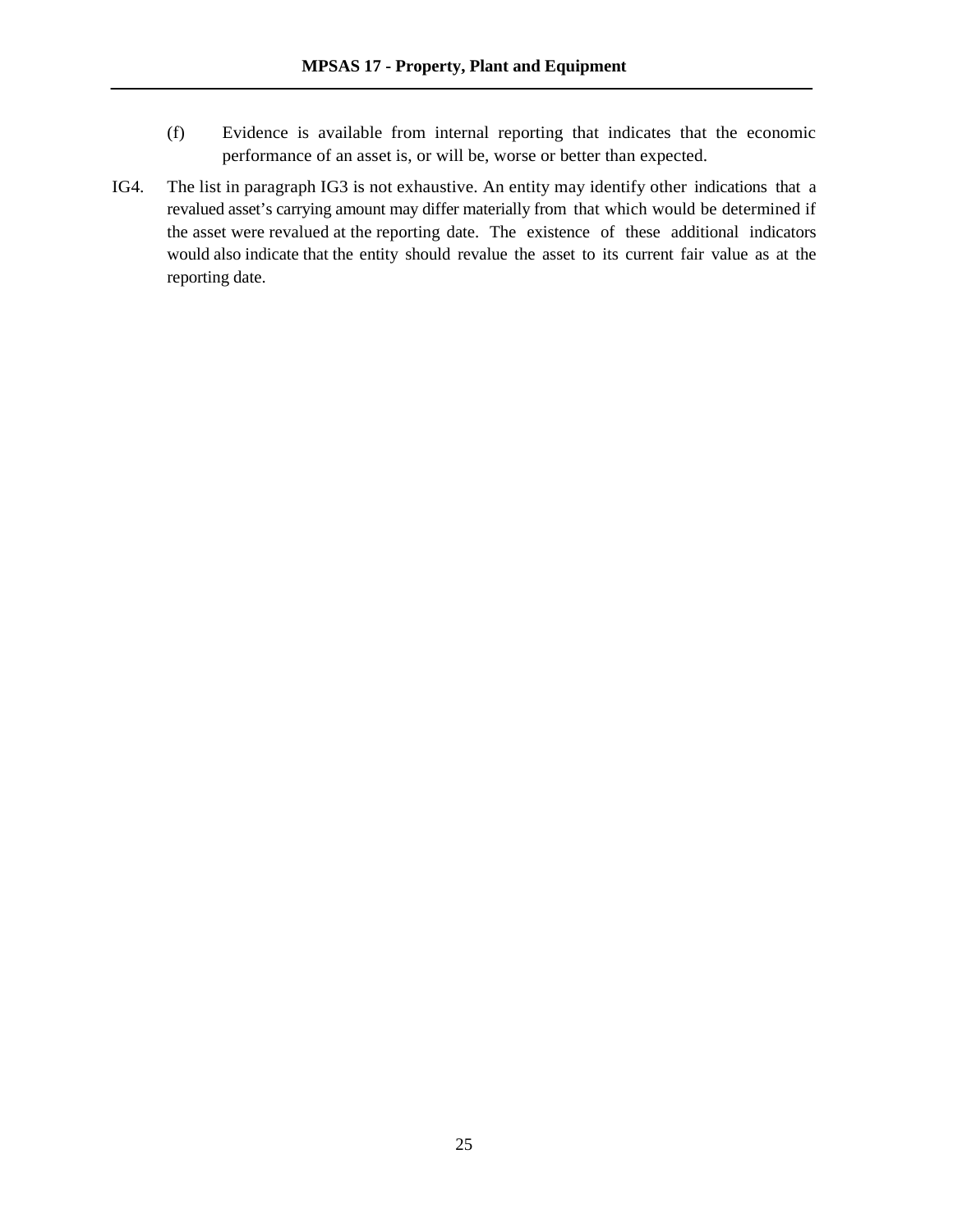(f) Evidence is available from internal reporting that indicates that the economic performance of an asset is, or will be, worse or better than expected.

IG4. The list in paragraph IG3 is not exhaustive. An entity may identify other indications that a revalued asset's carrying amount may differ materially from that which would be determined if the asset were revalued at the reporting date. The existence of these additional indicators would also indicate that the entity should revalue the asset to its current fair value as at the reporting date.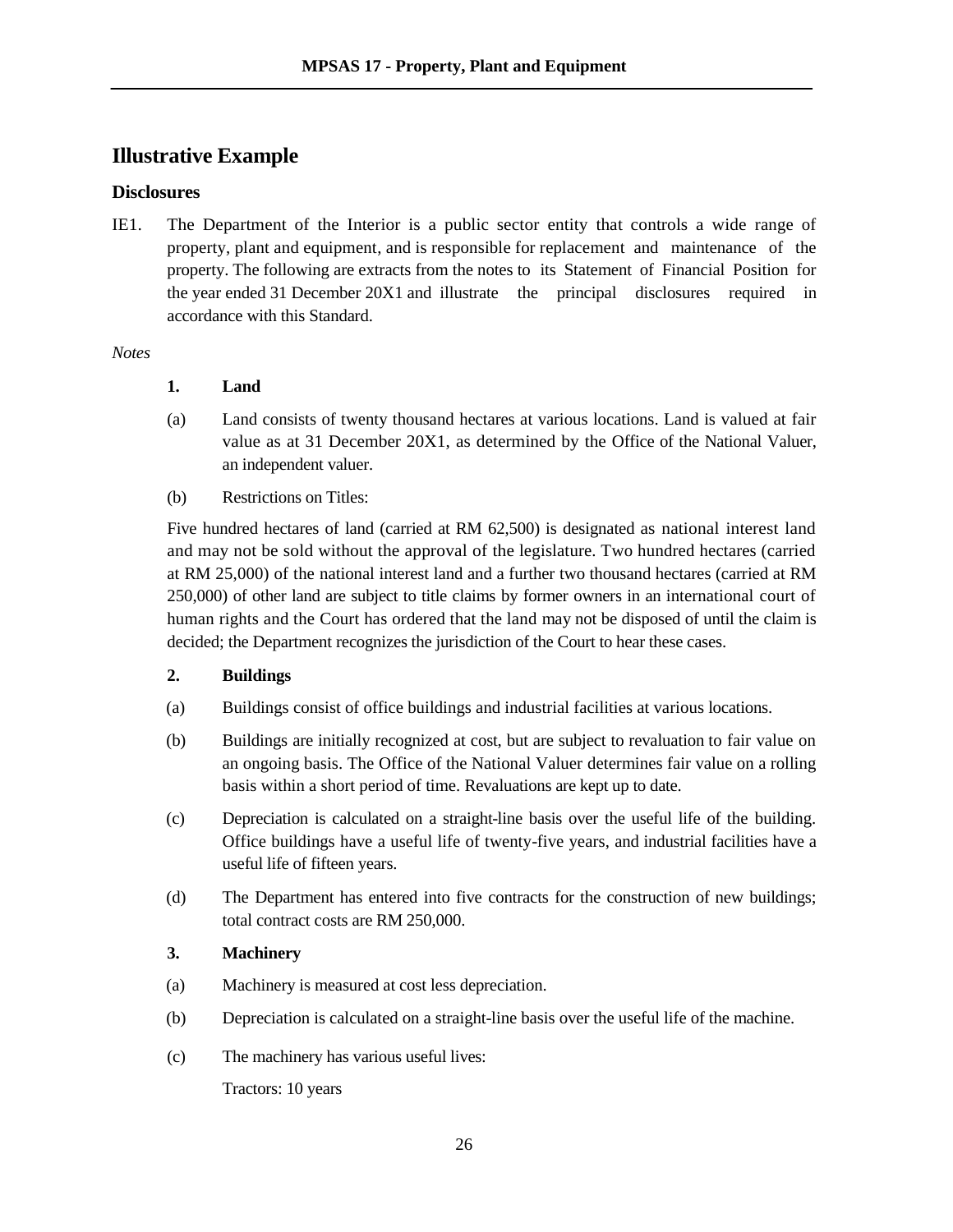## Illustrative Example

### Disclosures

IE1. The Department of the Interior is a public sector entity that controls a wide range of property, plant and equipment, and is responsible for replacement and maintenance of the property. The following are extracts from the notes to its Statement of Financial Position for the year ended 31 December 20X1 and illustrate the principal disclosures required in accordance with this Standard.

*Notes*

**1. Land**

(a) Land consists of twenty thousand hectares at various locations. Land is valued at fair value as at 31 December 20X1, as determined by the Office of the National Valuer, an independent valuer.

(b) Restrictions on Titles:

Five hundred hectares of land (carried at RM 62,500) is designated as national interest land and may not be sold without the approval of the legislature. Two hundred hectares (carried at RM 25,000) of the national interest land and a further two thousand hectares (carried at RM 250,000) of other land are subject to title claims by former owners in an international court of human rights and the Court has ordered that the land may not be disposed of until the claim is decided; the Department recognizes the jurisdiction of the Court to hear these cases.

**2. Buildings**

(a) Buildings consist of office buildings and industrial facilities at various locations.

(b) Buildings are initially recognized at cost, but are subject to revaluation to fair value on an ongoing basis. The Office of the National Valuer determines fair value on a rolling basis within a short period of time. Revaluations are kept up to date.

(c) Depreciation is calculated on a straight-line basis over the useful life of the building. Office buildings have a useful life of twenty-five years, and industrial facilities have a useful life of fifteen years.

(d) The Department has entered into five contracts for the construction of new buildings; total contract costs are RM 250,000.

**3. Machinery**

(a) Machinery is measured at cost less depreciation.

(b) Depreciation is calculated on a straight-line basis over the useful life of the machine.

(c) The machinery has various useful lives:

Tractors: 10 years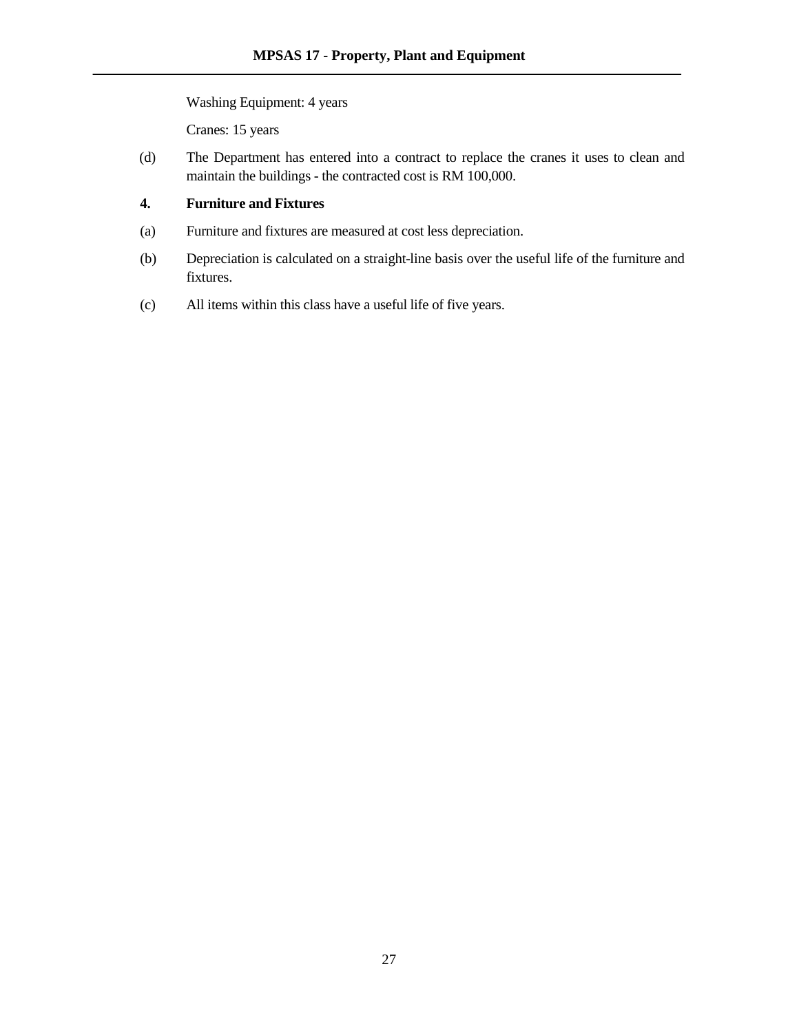Washing Equipment: 4 years

Cranes: 15 years

(d) The Department has entered into a contract to replace the cranes it uses to clean and maintain the buildings - the contracted cost is RM 100,000.

**4. Furniture and Fixtures**

(a) Furniture and fixtures are measured at cost less depreciation.

(b) Depreciation is calculated on a straight-line basis over the useful life of the furniture and fixtures.

(c) All items within this class have a useful life of five years.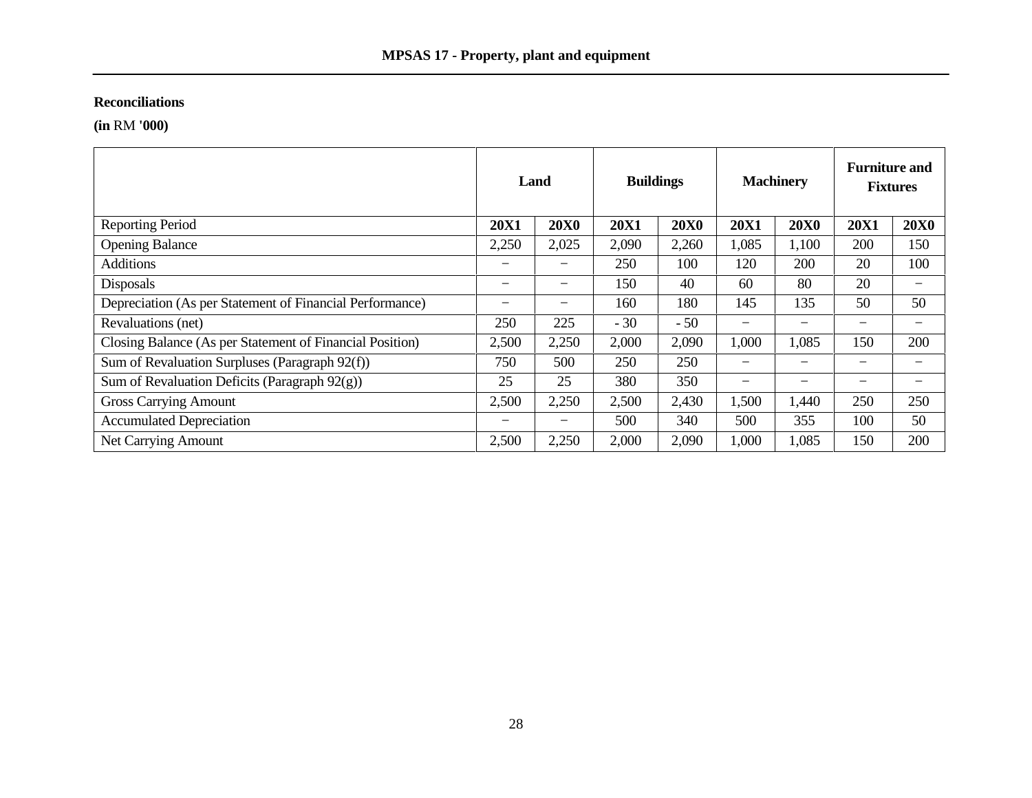**Reconciliations**

**(in RM '000)**

| | Land | | Buildings | | Machinery | | Furniture and Fixtures | |
|---|---|---|---|---|---|---|---|---|
| Reporting Period | **20X1** | **20X0** | **20X1** | **20X0** | **20X1** | **20X0** | **20X1** | **20X0** |
| Opening Balance | 2,250 | 2,025 | 2,090 | 2,260 | 1,085 | 1,100 | 200 | 150 |
| Additions | − | − | 250 | 100 | 120 | 200 | 20 | 100 |
| Disposals | − | − | 150 | 40 | 60 | 80 | 20 | − |
| Depreciation (As per Statement of Financial Performance) | − | − | 160 | 180 | 145 | 135 | 50 | 50 |
| Revaluations (net) | 250 | 225 | - 30 | - 50 | − | − | − | − |
| Closing Balance (As per Statement of Financial Position) | 2,500 | 2,250 | 2,000 | 2,090 | 1,000 | 1,085 | 150 | 200 |
| Sum of Revaluation Surpluses (Paragraph 92(f)) | 750 | 500 | 250 | 250 | − | − | − | − |
| Sum of Revaluation Deficits (Paragraph 92(g)) | 25 | 25 | 380 | 350 | − | − | − | − |
| Gross Carrying Amount | 2,500 | 2,250 | 2,500 | 2,430 | 1,500 | 1,440 | 250 | 250 |
| Accumulated Depreciation | − | − | 500 | 340 | 500 | 355 | 100 | 50 |
| Net Carrying Amount | 2,500 | 2,250 | 2,000 | 2,090 | 1,000 | 1,085 | 150 | 200 |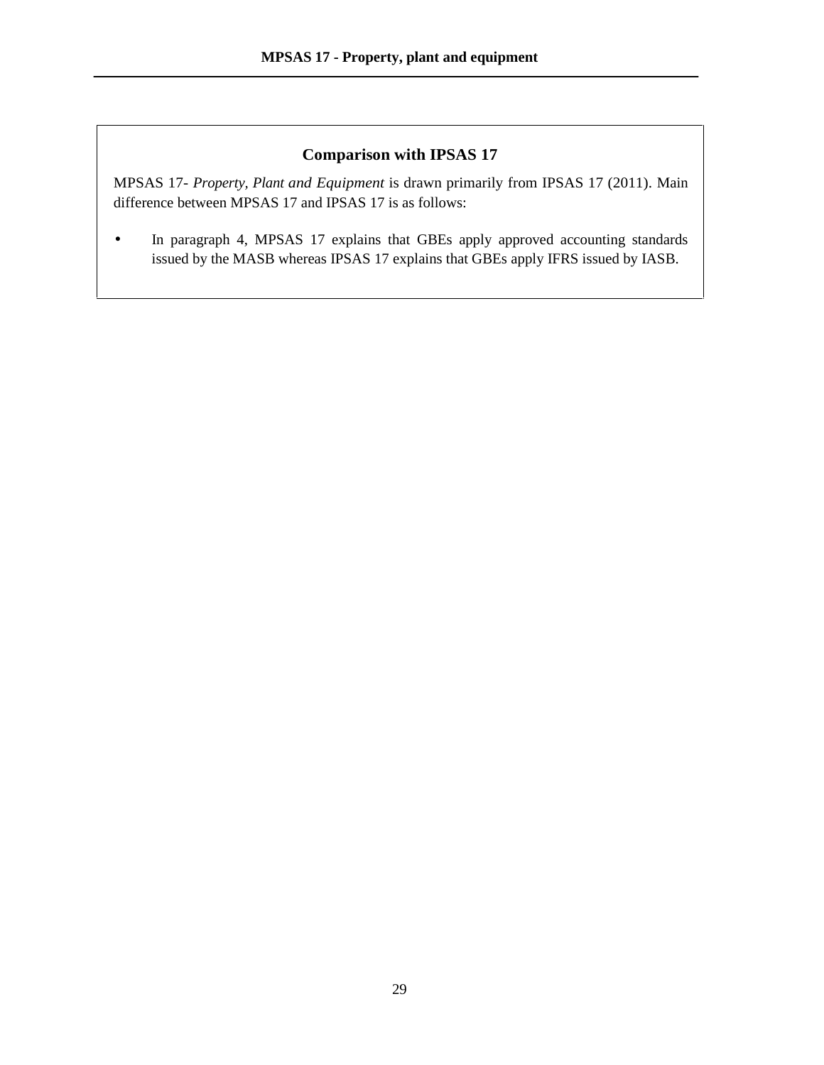## Comparison with IPSAS 17

MPSAS 17- *Property, Plant and Equipment* is drawn primarily from IPSAS 17 (2011). Main difference between MPSAS 17 and IPSAS 17 is as follows:

- In paragraph 4, MPSAS 17 explains that GBEs apply approved accounting standards issued by the MASB whereas IPSAS 17 explains that GBEs apply IFRS issued by IASB.